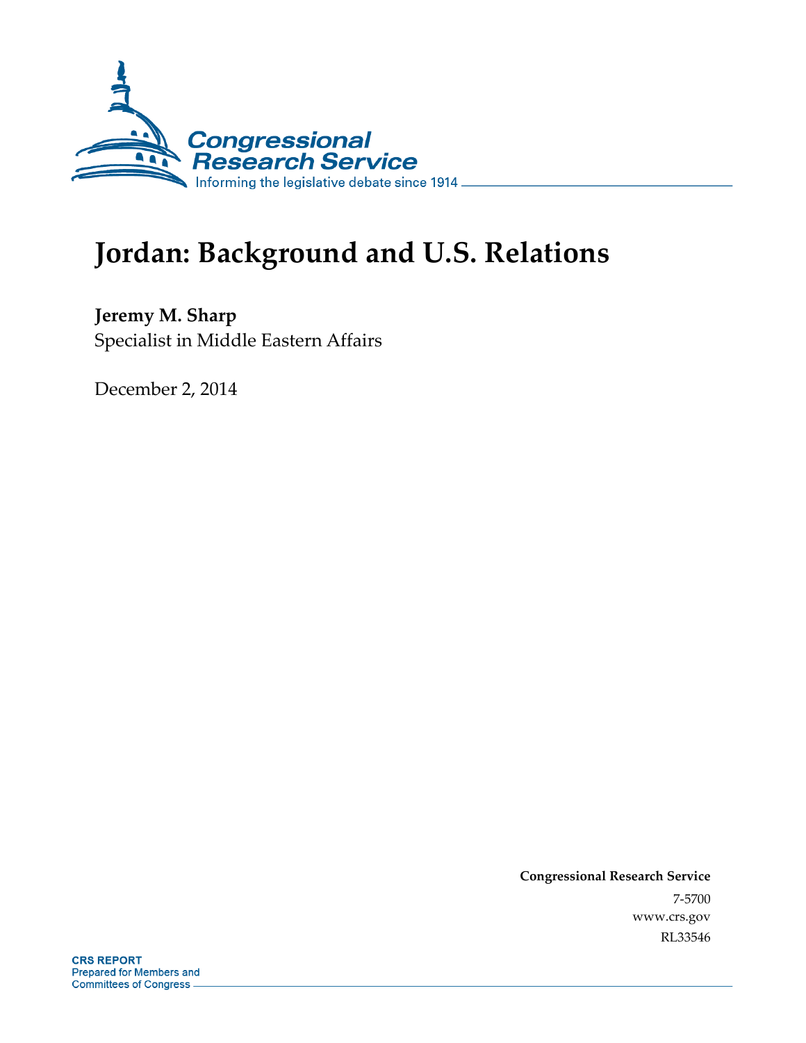Congressional Research Service

Informing the legislative debate since 1914

# Jordan: Background and U.S. Relations

**Jeremy M. Sharp**

Specialist in Middle Eastern Affairs

December 2, 2014

**Congressional Research Service**

7-5700

www.crs.gov

RL33546

**CRS REPORT**

Prepared for Members and Committees of Congress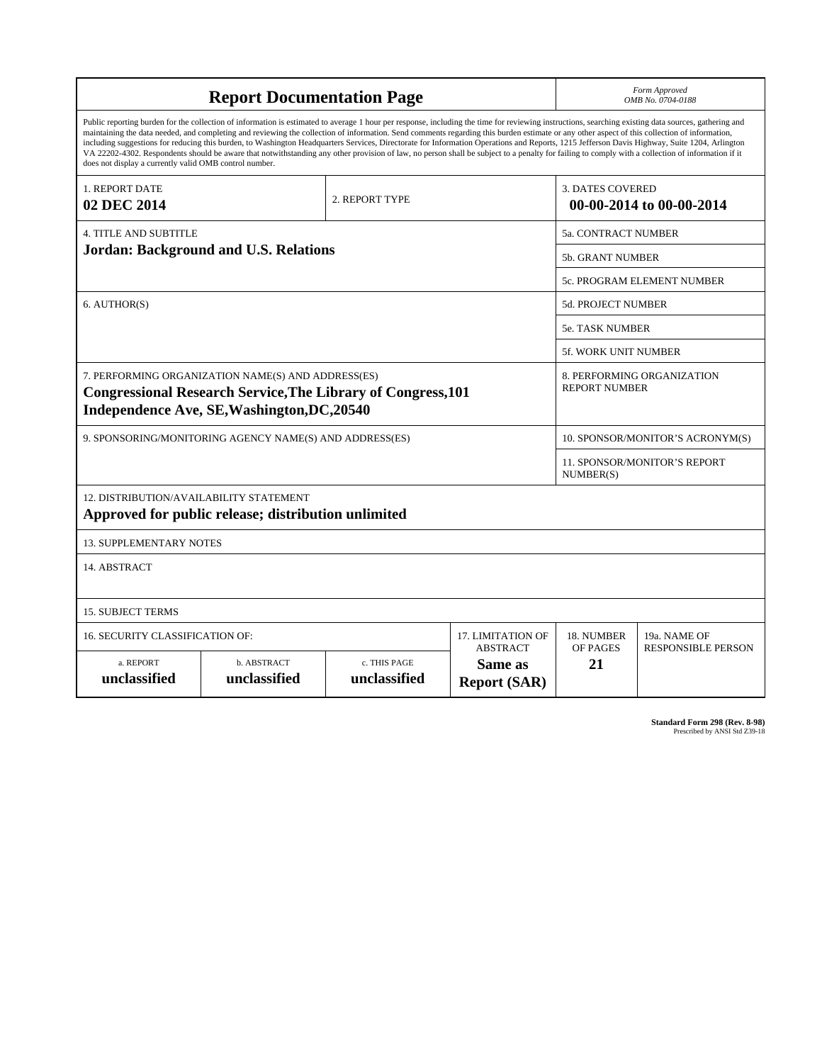# Report Documentation Page

*Form Approved*
*OMB No. 0704-0188*

Public reporting burden for the collection of information is estimated to average 1 hour per response, including the time for reviewing instructions, searching existing data sources, gathering and maintaining the data needed, and completing and reviewing the collection of information. Send comments regarding this burden estimate or any other aspect of this collection of information, including suggestions for reducing this burden, to Washington Headquarters Services, Directorate for Information Operations and Reports, 1215 Jefferson Davis Highway, Suite 1204, Arlington VA 22202-4302. Respondents should be aware that notwithstanding any other provision of law, no person shall be subject to a penalty for failing to comply with a collection of information if it does not display a currently valid OMB control number.

| 1. REPORT DATE | 2. REPORT TYPE | 3. DATES COVERED |
|---|---|---|
| **02 DEC 2014** | | **00-00-2014 to 00-00-2014** |

| 4. TITLE AND SUBTITLE | |
|---|---|
| **Jordan: Background and U.S. Relations** | 5a. CONTRACT NUMBER |
| | 5b. GRANT NUMBER |
| | 5c. PROGRAM ELEMENT NUMBER |
| 6. AUTHOR(S) | 5d. PROJECT NUMBER |
| | 5e. TASK NUMBER |
| | 5f. WORK UNIT NUMBER |
| 7. PERFORMING ORGANIZATION NAME(S) AND ADDRESS(ES) **Congressional Research Service,The Library of Congress,101 Independence Ave, SE,Washington,DC,20540** | 8. PERFORMING ORGANIZATION REPORT NUMBER |
| 9. SPONSORING/MONITORING AGENCY NAME(S) AND ADDRESS(ES) | 10. SPONSOR/MONITOR'S ACRONYM(S) |
| | 11. SPONSOR/MONITOR'S REPORT NUMBER(S) |

12. DISTRIBUTION/AVAILABILITY STATEMENT
**Approved for public release; distribution unlimited**

13. SUPPLEMENTARY NOTES

14. ABSTRACT

15. SUBJECT TERMS

| 16. SECURITY CLASSIFICATION OF: | | | 17. LIMITATION OF ABSTRACT | 18. NUMBER OF PAGES | 19a. NAME OF RESPONSIBLE PERSON |
|---|---|---|---|---|---|
| a. REPORT | b. ABSTRACT | c. THIS PAGE | | | |
| **unclassified** | **unclassified** | **unclassified** | **Same as Report (SAR)** | **21** | |

**Standard Form 298 (Rev. 8-98)**
Prescribed by ANSI Std Z39-18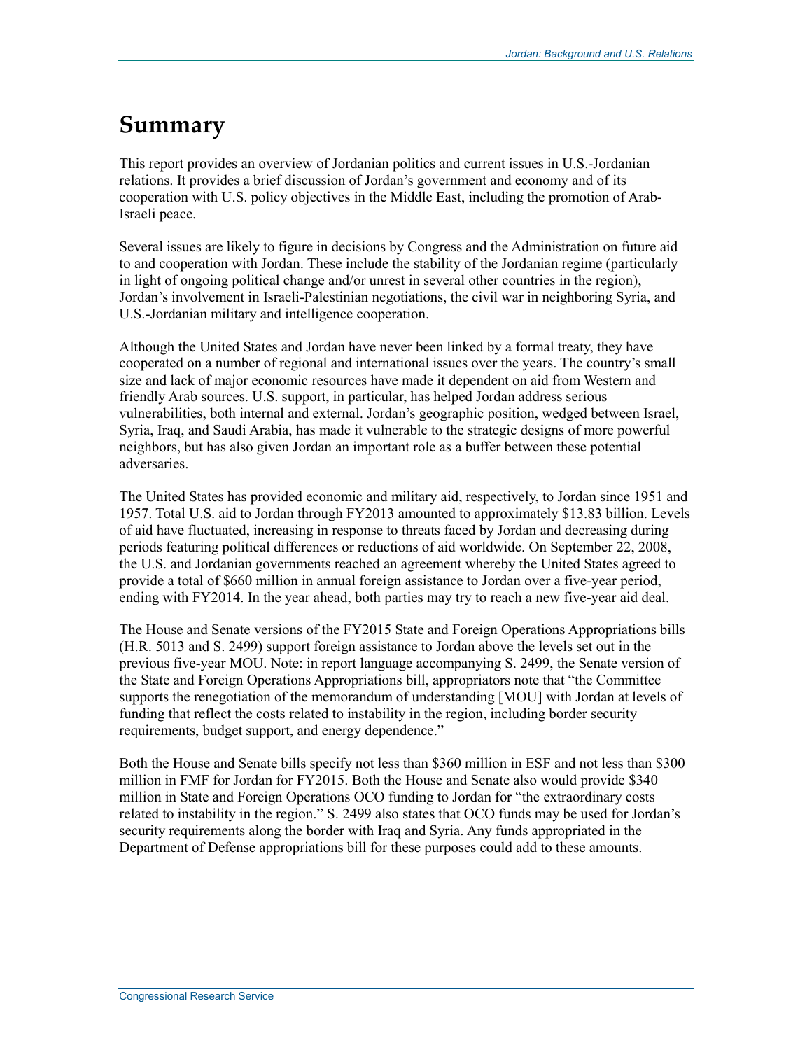# Summary

This report provides an overview of Jordanian politics and current issues in U.S.-Jordanian relations. It provides a brief discussion of Jordan's government and economy and of its cooperation with U.S. policy objectives in the Middle East, including the promotion of Arab-Israeli peace.

Several issues are likely to figure in decisions by Congress and the Administration on future aid to and cooperation with Jordan. These include the stability of the Jordanian regime (particularly in light of ongoing political change and/or unrest in several other countries in the region), Jordan's involvement in Israeli-Palestinian negotiations, the civil war in neighboring Syria, and U.S.-Jordanian military and intelligence cooperation.

Although the United States and Jordan have never been linked by a formal treaty, they have cooperated on a number of regional and international issues over the years. The country's small size and lack of major economic resources have made it dependent on aid from Western and friendly Arab sources. U.S. support, in particular, has helped Jordan address serious vulnerabilities, both internal and external. Jordan's geographic position, wedged between Israel, Syria, Iraq, and Saudi Arabia, has made it vulnerable to the strategic designs of more powerful neighbors, but has also given Jordan an important role as a buffer between these potential adversaries.

The United States has provided economic and military aid, respectively, to Jordan since 1951 and 1957. Total U.S. aid to Jordan through FY2013 amounted to approximately $13.83 billion. Levels of aid have fluctuated, increasing in response to threats faced by Jordan and decreasing during periods featuring political differences or reductions of aid worldwide. On September 22, 2008, the U.S. and Jordanian governments reached an agreement whereby the United States agreed to provide a total of $660 million in annual foreign assistance to Jordan over a five-year period, ending with FY2014. In the year ahead, both parties may try to reach a new five-year aid deal.

The House and Senate versions of the FY2015 State and Foreign Operations Appropriations bills (H.R. 5013 and S. 2499) support foreign assistance to Jordan above the levels set out in the previous five-year MOU. Note: in report language accompanying S. 2499, the Senate version of the State and Foreign Operations Appropriations bill, appropriators note that "the Committee supports the renegotiation of the memorandum of understanding [MOU] with Jordan at levels of funding that reflect the costs related to instability in the region, including border security requirements, budget support, and energy dependence."

Both the House and Senate bills specify not less than $360 million in ESF and not less than $300 million in FMF for Jordan for FY2015. Both the House and Senate also would provide $340 million in State and Foreign Operations OCO funding to Jordan for "the extraordinary costs related to instability in the region." S. 2499 also states that OCO funds may be used for Jordan's security requirements along the border with Iraq and Syria. Any funds appropriated in the Department of Defense appropriations bill for these purposes could add to these amounts.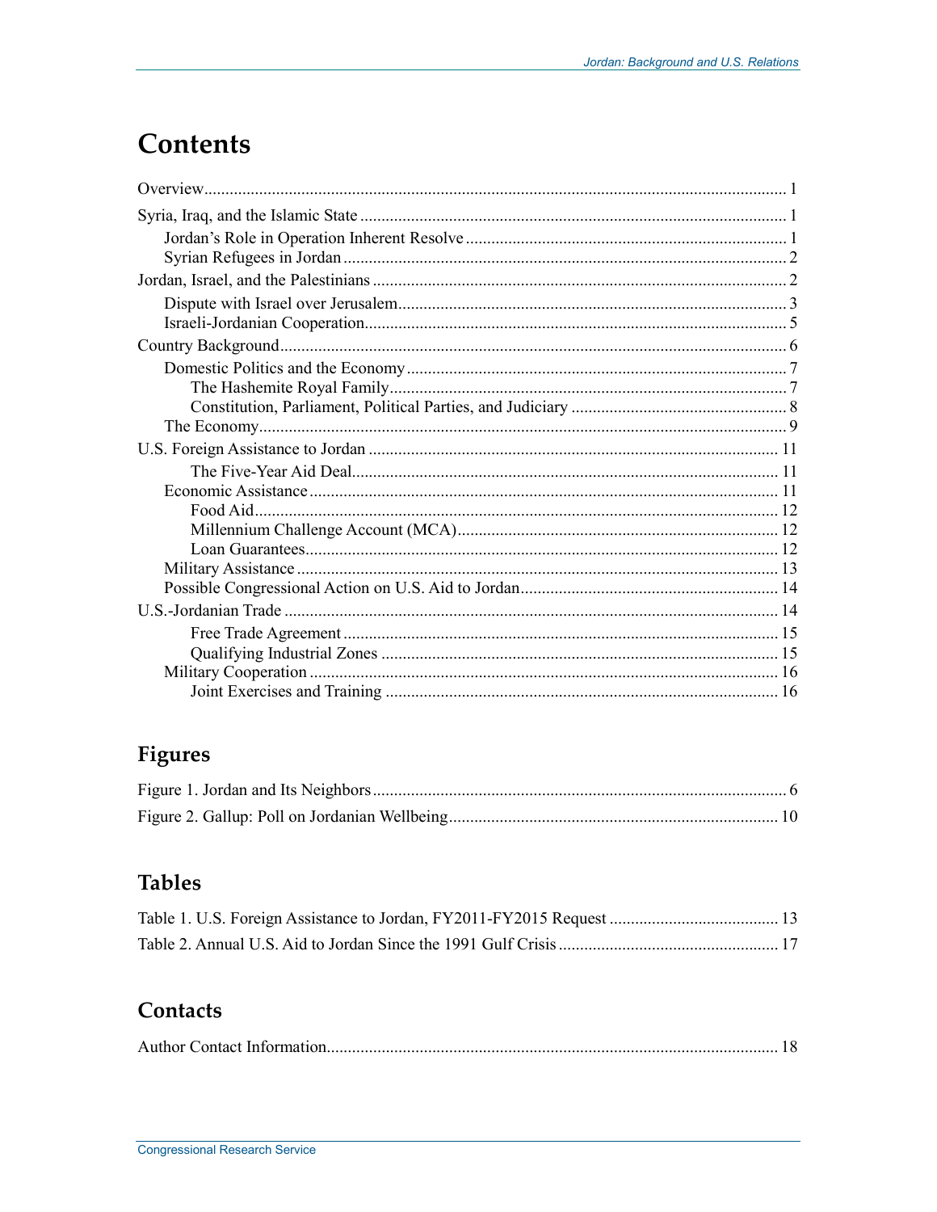# Contents

Overview ........................................................................................................................... 1

Syria, Iraq, and the Islamic State ..................................................................................... 1

- Jordan's Role in Operation Inherent Resolve ............................................................ 1
- Syrian Refugees in Jordan ......................................................................................... 2

Jordan, Israel, and the Palestinians .................................................................................. 2

- Dispute with Israel over Jerusalem............................................................................ 3
- Israeli-Jordanian Cooperation.................................................................................... 5

Country Background......................................................................................................... 6

- Domestic Politics and the Economy .......................................................................... 7
  - The Hashemite Royal Family............................................................................. 7
  - Constitution, Parliament, Political Parties, and Judiciary .................................. 8
- The Economy............................................................................................................ 9

U.S. Foreign Assistance to Jordan ................................................................................. 11

  - The Five-Year Aid Deal.................................................................................... 11
- Economic Assistance .............................................................................................. 11
  - Food Aid........................................................................................................... 12
  - Millennium Challenge Account (MCA)........................................................... 12
  - Loan Guarantees............................................................................................... 12
- Military Assistance ................................................................................................. 13
- Possible Congressional Action on U.S. Aid to Jordan............................................. 14

U.S.-Jordanian Trade ..................................................................................................... 14

  - Free Trade Agreement ...................................................................................... 15
  - Qualifying Industrial Zones ............................................................................. 15
- Military Cooperation .............................................................................................. 16
  - Joint Exercises and Training ............................................................................ 16

## Figures

Figure 1. Jordan and Its Neighbors ................................................................................. 6

Figure 2. Gallup: Poll on Jordanian Wellbeing............................................................. 10

## Tables

Table 1. U.S. Foreign Assistance to Jordan, FY2011-FY2015 Request ........................ 13

Table 2. Annual U.S. Aid to Jordan Since the 1991 Gulf Crisis .................................... 17

## Contacts

Author Contact Information.......................................................................................... 18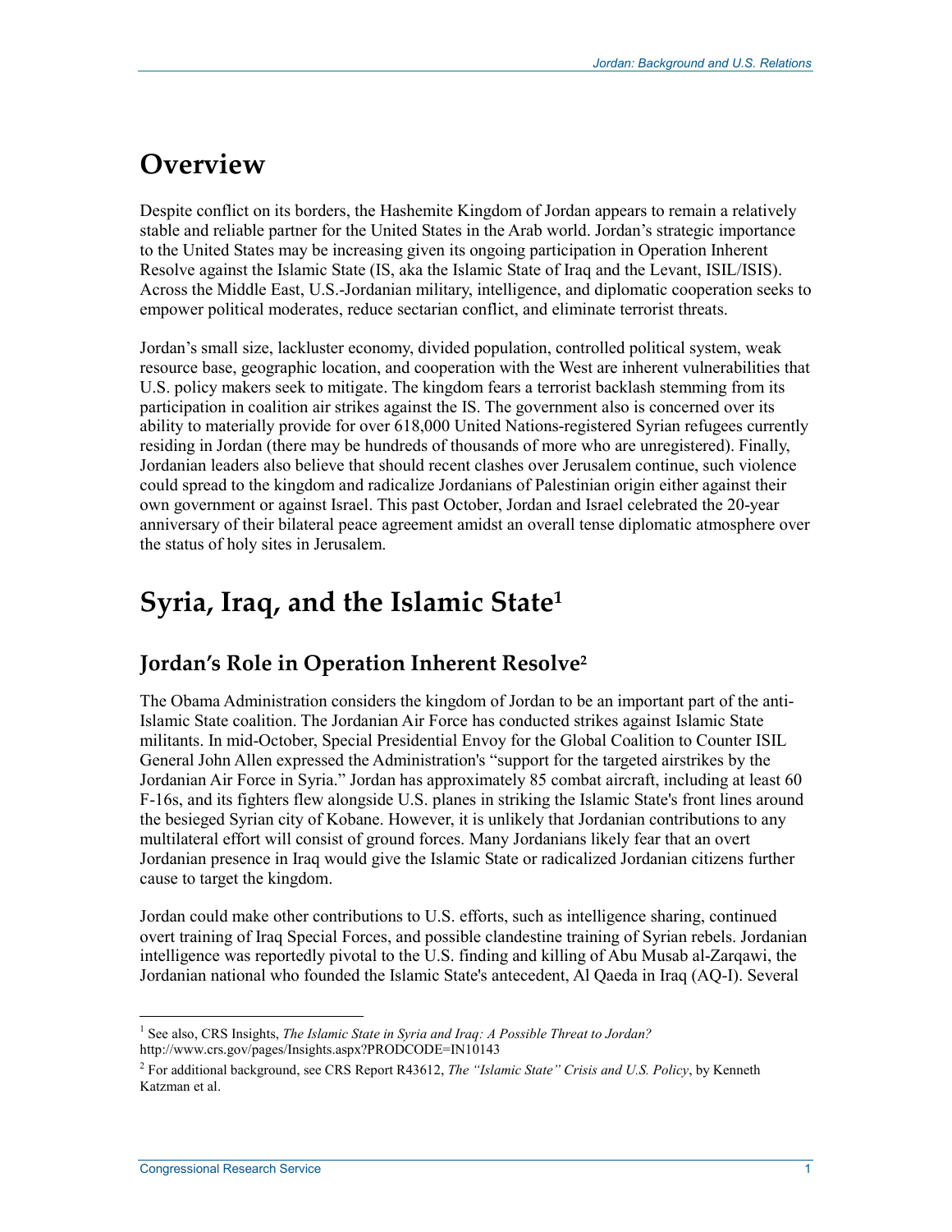# Overview

Despite conflict on its borders, the Hashemite Kingdom of Jordan appears to remain a relatively stable and reliable partner for the United States in the Arab world. Jordan's strategic importance to the United States may be increasing given its ongoing participation in Operation Inherent Resolve against the Islamic State (IS, aka the Islamic State of Iraq and the Levant, ISIL/ISIS). Across the Middle East, U.S.-Jordanian military, intelligence, and diplomatic cooperation seeks to empower political moderates, reduce sectarian conflict, and eliminate terrorist threats.

Jordan's small size, lackluster economy, divided population, controlled political system, weak resource base, geographic location, and cooperation with the West are inherent vulnerabilities that U.S. policy makers seek to mitigate. The kingdom fears a terrorist backlash stemming from its participation in coalition air strikes against the IS. The government also is concerned over its ability to materially provide for over 618,000 United Nations-registered Syrian refugees currently residing in Jordan (there may be hundreds of thousands of more who are unregistered). Finally, Jordanian leaders also believe that should recent clashes over Jerusalem continue, such violence could spread to the kingdom and radicalize Jordanians of Palestinian origin either against their own government or against Israel. This past October, Jordan and Israel celebrated the 20-year anniversary of their bilateral peace agreement amidst an overall tense diplomatic atmosphere over the status of holy sites in Jerusalem.

# Syria, Iraq, and the Islamic State[1]

## Jordan's Role in Operation Inherent Resolve[2]

The Obama Administration considers the kingdom of Jordan to be an important part of the anti-Islamic State coalition. The Jordanian Air Force has conducted strikes against Islamic State militants. In mid-October, Special Presidential Envoy for the Global Coalition to Counter ISIL General John Allen expressed the Administration's "support for the targeted airstrikes by the Jordanian Air Force in Syria." Jordan has approximately 85 combat aircraft, including at least 60 F-16s, and its fighters flew alongside U.S. planes in striking the Islamic State's front lines around the besieged Syrian city of Kobane. However, it is unlikely that Jordanian contributions to any multilateral effort will consist of ground forces. Many Jordanians likely fear that an overt Jordanian presence in Iraq would give the Islamic State or radicalized Jordanian citizens further cause to target the kingdom.

Jordan could make other contributions to U.S. efforts, such as intelligence sharing, continued overt training of Iraq Special Forces, and possible clandestine training of Syrian rebels. Jordanian intelligence was reportedly pivotal to the U.S. finding and killing of Abu Musab al-Zarqawi, the Jordanian national who founded the Islamic State's antecedent, Al Qaeda in Iraq (AQ-I). Several

---

[1] See also, CRS Insights, *The Islamic State in Syria and Iraq: A Possible Threat to Jordan?* http://www.crs.gov/pages/Insights.aspx?PRODCODE=IN10143

[2] For additional background, see CRS Report R43612, *The "Islamic State" Crisis and U.S. Policy*, by Kenneth Katzman et al.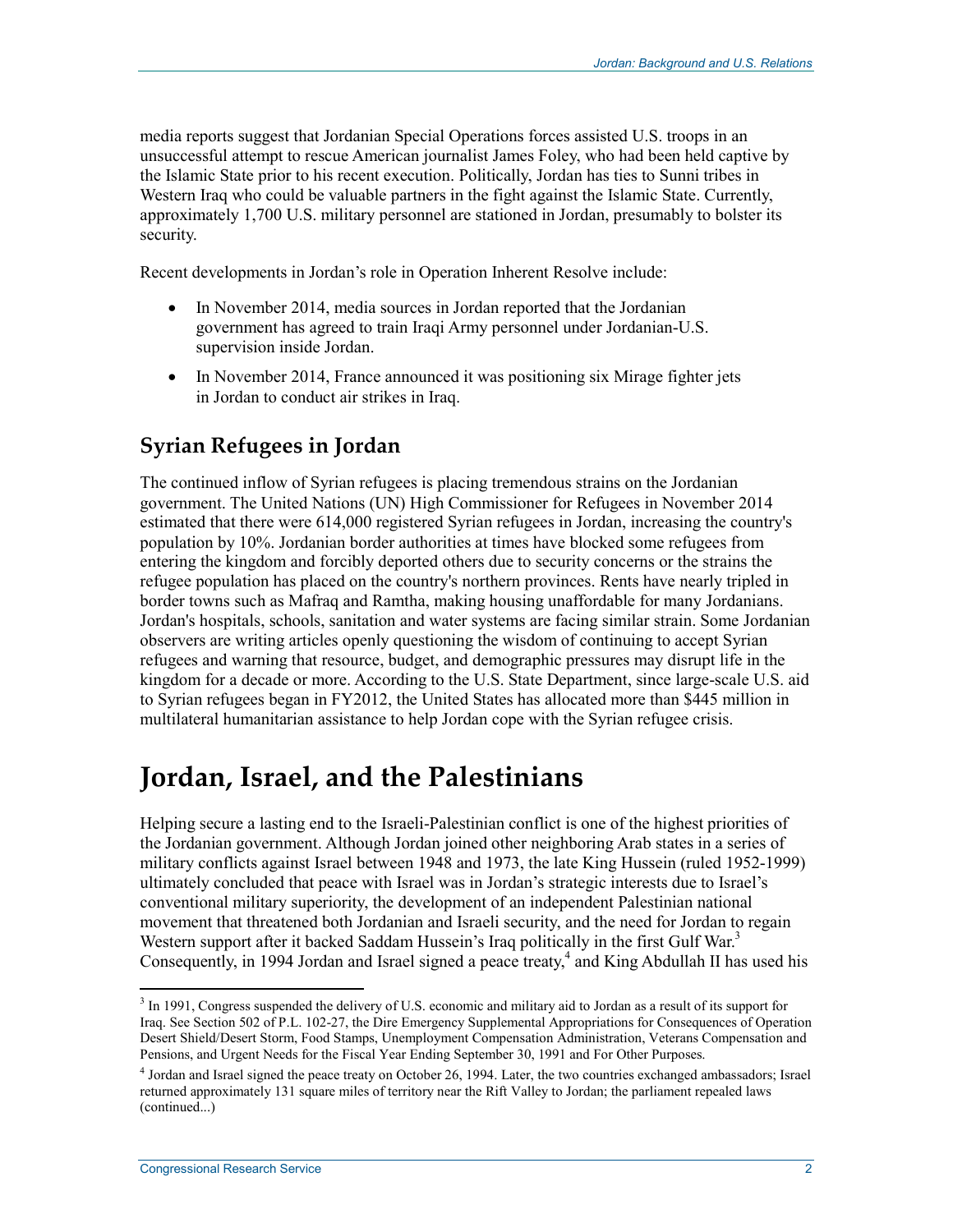media reports suggest that Jordanian Special Operations forces assisted U.S. troops in an unsuccessful attempt to rescue American journalist James Foley, who had been held captive by the Islamic State prior to his recent execution. Politically, Jordan has ties to Sunni tribes in Western Iraq who could be valuable partners in the fight against the Islamic State. Currently, approximately 1,700 U.S. military personnel are stationed in Jordan, presumably to bolster its security.

Recent developments in Jordan's role in Operation Inherent Resolve include:

- In November 2014, media sources in Jordan reported that the Jordanian government has agreed to train Iraqi Army personnel under Jordanian-U.S. supervision inside Jordan.
- In November 2014, France announced it was positioning six Mirage fighter jets in Jordan to conduct air strikes in Iraq.

## Syrian Refugees in Jordan

The continued inflow of Syrian refugees is placing tremendous strains on the Jordanian government. The United Nations (UN) High Commissioner for Refugees in November 2014 estimated that there were 614,000 registered Syrian refugees in Jordan, increasing the country's population by 10%. Jordanian border authorities at times have blocked some refugees from entering the kingdom and forcibly deported others due to security concerns or the strains the refugee population has placed on the country's northern provinces. Rents have nearly tripled in border towns such as Mafraq and Ramtha, making housing unaffordable for many Jordanians. Jordan's hospitals, schools, sanitation and water systems are facing similar strain. Some Jordanian observers are writing articles openly questioning the wisdom of continuing to accept Syrian refugees and warning that resource, budget, and demographic pressures may disrupt life in the kingdom for a decade or more. According to the U.S. State Department, since large-scale U.S. aid to Syrian refugees began in FY2012, the United States has allocated more than $445 million in multilateral humanitarian assistance to help Jordan cope with the Syrian refugee crisis.

# Jordan, Israel, and the Palestinians

Helping secure a lasting end to the Israeli-Palestinian conflict is one of the highest priorities of the Jordanian government. Although Jordan joined other neighboring Arab states in a series of military conflicts against Israel between 1948 and 1973, the late King Hussein (ruled 1952-1999) ultimately concluded that peace with Israel was in Jordan's strategic interests due to Israel's conventional military superiority, the development of an independent Palestinian national movement that threatened both Jordanian and Israeli security, and the need for Jordan to regain Western support after it backed Saddam Hussein's Iraq politically in the first Gulf War.[3] Consequently, in 1994 Jordan and Israel signed a peace treaty,[4] and King Abdullah II has used his

[3] In 1991, Congress suspended the delivery of U.S. economic and military aid to Jordan as a result of its support for Iraq. See Section 502 of P.L. 102-27, the Dire Emergency Supplemental Appropriations for Consequences of Operation Desert Shield/Desert Storm, Food Stamps, Unemployment Compensation Administration, Veterans Compensation and Pensions, and Urgent Needs for the Fiscal Year Ending September 30, 1991 and For Other Purposes.

[4] Jordan and Israel signed the peace treaty on October 26, 1994. Later, the two countries exchanged ambassadors; Israel returned approximately 131 square miles of territory near the Rift Valley to Jordan; the parliament repealed laws (continued...)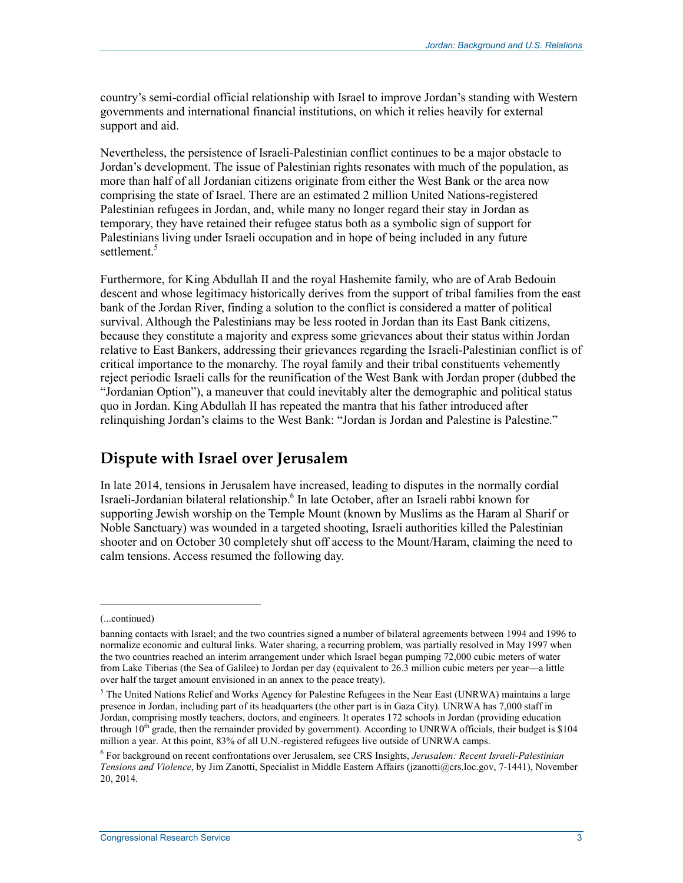country's semi-cordial official relationship with Israel to improve Jordan's standing with Western governments and international financial institutions, on which it relies heavily for external support and aid.

Nevertheless, the persistence of Israeli-Palestinian conflict continues to be a major obstacle to Jordan's development. The issue of Palestinian rights resonates with much of the population, as more than half of all Jordanian citizens originate from either the West Bank or the area now comprising the state of Israel. There are an estimated 2 million United Nations-registered Palestinian refugees in Jordan, and, while many no longer regard their stay in Jordan as temporary, they have retained their refugee status both as a symbolic sign of support for Palestinians living under Israeli occupation and in hope of being included in any future settlement.[5]

Furthermore, for King Abdullah II and the royal Hashemite family, who are of Arab Bedouin descent and whose legitimacy historically derives from the support of tribal families from the east bank of the Jordan River, finding a solution to the conflict is considered a matter of political survival. Although the Palestinians may be less rooted in Jordan than its East Bank citizens, because they constitute a majority and express some grievances about their status within Jordan relative to East Bankers, addressing their grievances regarding the Israeli-Palestinian conflict is of critical importance to the monarchy. The royal family and their tribal constituents vehemently reject periodic Israeli calls for the reunification of the West Bank with Jordan proper (dubbed the "Jordanian Option"), a maneuver that could inevitably alter the demographic and political status quo in Jordan. King Abdullah II has repeated the mantra that his father introduced after relinquishing Jordan's claims to the West Bank: "Jordan is Jordan and Palestine is Palestine."

## Dispute with Israel over Jerusalem

In late 2014, tensions in Jerusalem have increased, leading to disputes in the normally cordial Israeli-Jordanian bilateral relationship.[6] In late October, after an Israeli rabbi known for supporting Jewish worship on the Temple Mount (known by Muslims as the Haram al Sharif or Noble Sanctuary) was wounded in a targeted shooting, Israeli authorities killed the Palestinian shooter and on October 30 completely shut off access to the Mount/Haram, claiming the need to calm tensions. Access resumed the following day.

---

(...continued)

banning contacts with Israel; and the two countries signed a number of bilateral agreements between 1994 and 1996 to normalize economic and cultural links. Water sharing, a recurring problem, was partially resolved in May 1997 when the two countries reached an interim arrangement under which Israel began pumping 72,000 cubic meters of water from Lake Tiberias (the Sea of Galilee) to Jordan per day (equivalent to 26.3 million cubic meters per year—a little over half the target amount envisioned in an annex to the peace treaty).

[5] The United Nations Relief and Works Agency for Palestine Refugees in the Near East (UNRWA) maintains a large presence in Jordan, including part of its headquarters (the other part is in Gaza City). UNRWA has 7,000 staff in Jordan, comprising mostly teachers, doctors, and engineers. It operates 172 schools in Jordan (providing education through 10th grade, then the remainder provided by government). According to UNRWA officials, their budget is $104 million a year. At this point, 83% of all U.N.-registered refugees live outside of UNRWA camps.

[6] For background on recent confrontations over Jerusalem, see CRS Insights, *Jerusalem: Recent Israeli-Palestinian Tensions and Violence*, by Jim Zanotti, Specialist in Middle Eastern Affairs (jzanotti@crs.loc.gov, 7-1441), November 20, 2014.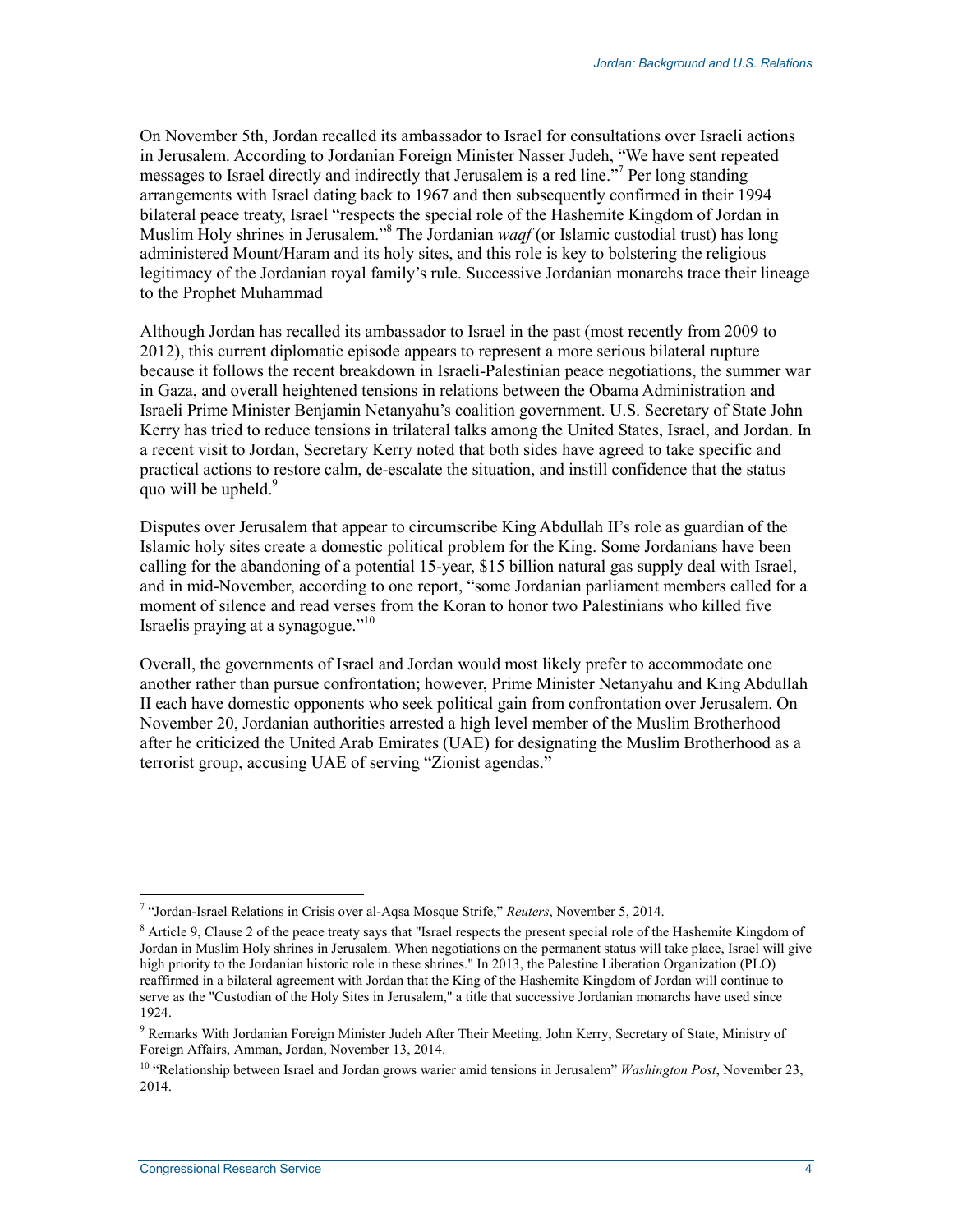On November 5th, Jordan recalled its ambassador to Israel for consultations over Israeli actions in Jerusalem. According to Jordanian Foreign Minister Nasser Judeh, "We have sent repeated messages to Israel directly and indirectly that Jerusalem is a red line."[7] Per long standing arrangements with Israel dating back to 1967 and then subsequently confirmed in their 1994 bilateral peace treaty, Israel "respects the special role of the Hashemite Kingdom of Jordan in Muslim Holy shrines in Jerusalem."[8] The Jordanian *waqf* (or Islamic custodial trust) has long administered Mount/Haram and its holy sites, and this role is key to bolstering the religious legitimacy of the Jordanian royal family's rule. Successive Jordanian monarchs trace their lineage to the Prophet Muhammad

Although Jordan has recalled its ambassador to Israel in the past (most recently from 2009 to 2012), this current diplomatic episode appears to represent a more serious bilateral rupture because it follows the recent breakdown in Israeli-Palestinian peace negotiations, the summer war in Gaza, and overall heightened tensions in relations between the Obama Administration and Israeli Prime Minister Benjamin Netanyahu's coalition government. U.S. Secretary of State John Kerry has tried to reduce tensions in trilateral talks among the United States, Israel, and Jordan. In a recent visit to Jordan, Secretary Kerry noted that both sides have agreed to take specific and practical actions to restore calm, de-escalate the situation, and instill confidence that the status quo will be upheld.[9]

Disputes over Jerusalem that appear to circumscribe King Abdullah II's role as guardian of the Islamic holy sites create a domestic political problem for the King. Some Jordanians have been calling for the abandoning of a potential 15-year, $15 billion natural gas supply deal with Israel, and in mid-November, according to one report, "some Jordanian parliament members called for a moment of silence and read verses from the Koran to honor two Palestinians who killed five Israelis praying at a synagogue."[10]

Overall, the governments of Israel and Jordan would most likely prefer to accommodate one another rather than pursue confrontation; however, Prime Minister Netanyahu and King Abdullah II each have domestic opponents who seek political gain from confrontation over Jerusalem. On November 20, Jordanian authorities arrested a high level member of the Muslim Brotherhood after he criticized the United Arab Emirates (UAE) for designating the Muslim Brotherhood as a terrorist group, accusing UAE of serving "Zionist agendas."

---

[7] "Jordan-Israel Relations in Crisis over al-Aqsa Mosque Strife," *Reuters*, November 5, 2014.

[8] Article 9, Clause 2 of the peace treaty says that "Israel respects the present special role of the Hashemite Kingdom of Jordan in Muslim Holy shrines in Jerusalem. When negotiations on the permanent status will take place, Israel will give high priority to the Jordanian historic role in these shrines." In 2013, the Palestine Liberation Organization (PLO) reaffirmed in a bilateral agreement with Jordan that the King of the Hashemite Kingdom of Jordan will continue to serve as the "Custodian of the Holy Sites in Jerusalem," a title that successive Jordanian monarchs have used since 1924.

[9] Remarks With Jordanian Foreign Minister Judeh After Their Meeting, John Kerry, Secretary of State, Ministry of Foreign Affairs, Amman, Jordan, November 13, 2014.

[10] "Relationship between Israel and Jordan grows warier amid tensions in Jerusalem" *Washington Post*, November 23, 2014.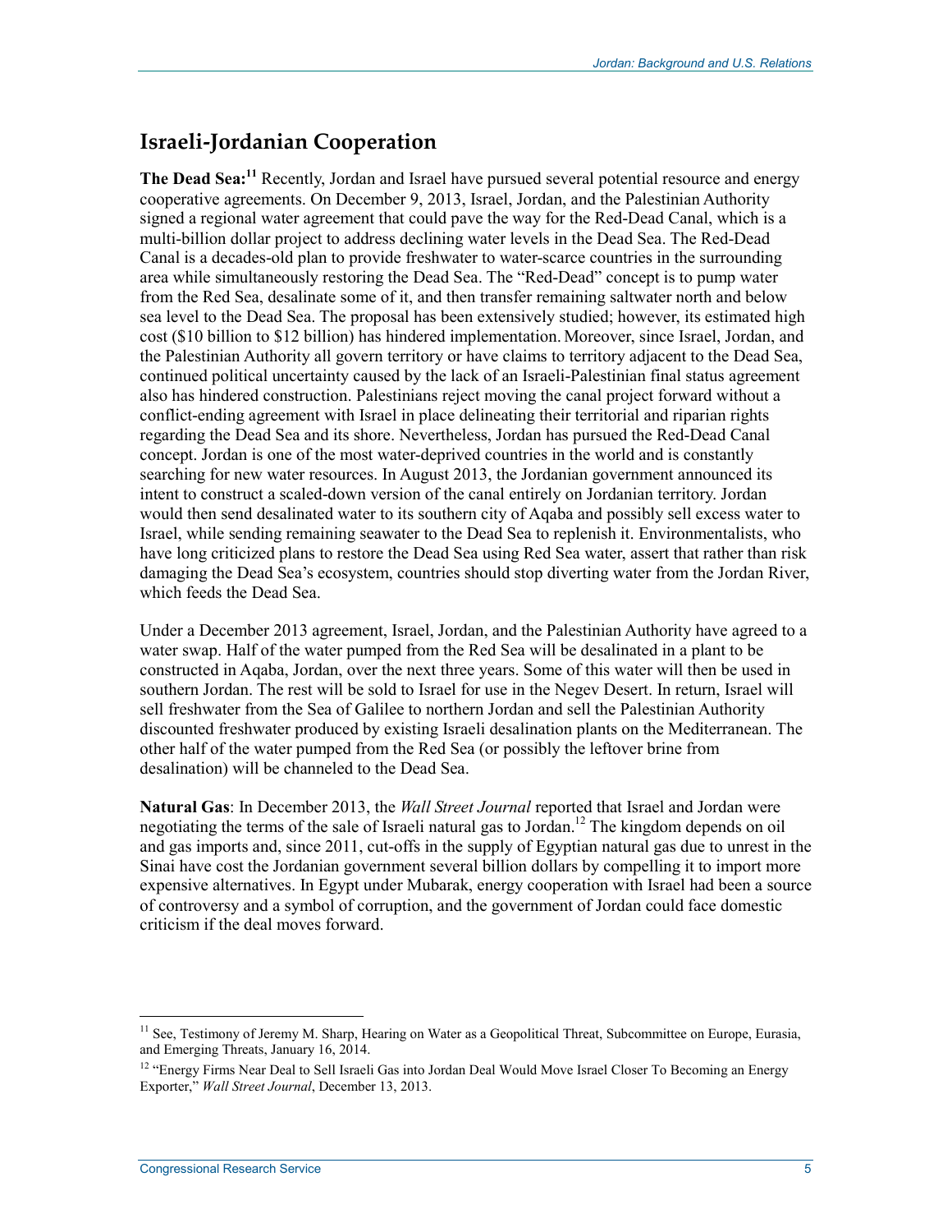## Israeli-Jordanian Cooperation

**The Dead Sea:**[11] Recently, Jordan and Israel have pursued several potential resource and energy cooperative agreements. On December 9, 2013, Israel, Jordan, and the Palestinian Authority signed a regional water agreement that could pave the way for the Red-Dead Canal, which is a multi-billion dollar project to address declining water levels in the Dead Sea. The Red-Dead Canal is a decades-old plan to provide freshwater to water-scarce countries in the surrounding area while simultaneously restoring the Dead Sea. The "Red-Dead" concept is to pump water from the Red Sea, desalinate some of it, and then transfer remaining saltwater north and below sea level to the Dead Sea. The proposal has been extensively studied; however, its estimated high cost ($10 billion to $12 billion) has hindered implementation. Moreover, since Israel, Jordan, and the Palestinian Authority all govern territory or have claims to territory adjacent to the Dead Sea, continued political uncertainty caused by the lack of an Israeli-Palestinian final status agreement also has hindered construction. Palestinians reject moving the canal project forward without a conflict-ending agreement with Israel in place delineating their territorial and riparian rights regarding the Dead Sea and its shore. Nevertheless, Jordan has pursued the Red-Dead Canal concept. Jordan is one of the most water-deprived countries in the world and is constantly searching for new water resources. In August 2013, the Jordanian government announced its intent to construct a scaled-down version of the canal entirely on Jordanian territory. Jordan would then send desalinated water to its southern city of Aqaba and possibly sell excess water to Israel, while sending remaining seawater to the Dead Sea to replenish it. Environmentalists, who have long criticized plans to restore the Dead Sea using Red Sea water, assert that rather than risk damaging the Dead Sea's ecosystem, countries should stop diverting water from the Jordan River, which feeds the Dead Sea.

Under a December 2013 agreement, Israel, Jordan, and the Palestinian Authority have agreed to a water swap. Half of the water pumped from the Red Sea will be desalinated in a plant to be constructed in Aqaba, Jordan, over the next three years. Some of this water will then be used in southern Jordan. The rest will be sold to Israel for use in the Negev Desert. In return, Israel will sell freshwater from the Sea of Galilee to northern Jordan and sell the Palestinian Authority discounted freshwater produced by existing Israeli desalination plants on the Mediterranean. The other half of the water pumped from the Red Sea (or possibly the leftover brine from desalination) will be channeled to the Dead Sea.

**Natural Gas**: In December 2013, the *Wall Street Journal* reported that Israel and Jordan were negotiating the terms of the sale of Israeli natural gas to Jordan.[12] The kingdom depends on oil and gas imports and, since 2011, cut-offs in the supply of Egyptian natural gas due to unrest in the Sinai have cost the Jordanian government several billion dollars by compelling it to import more expensive alternatives. In Egypt under Mubarak, energy cooperation with Israel had been a source of controversy and a symbol of corruption, and the government of Jordan could face domestic criticism if the deal moves forward.

---

[11] See, Testimony of Jeremy M. Sharp, Hearing on Water as a Geopolitical Threat, Subcommittee on Europe, Eurasia, and Emerging Threats, January 16, 2014.

[12] "Energy Firms Near Deal to Sell Israeli Gas into Jordan Deal Would Move Israel Closer To Becoming an Energy Exporter," *Wall Street Journal*, December 13, 2013.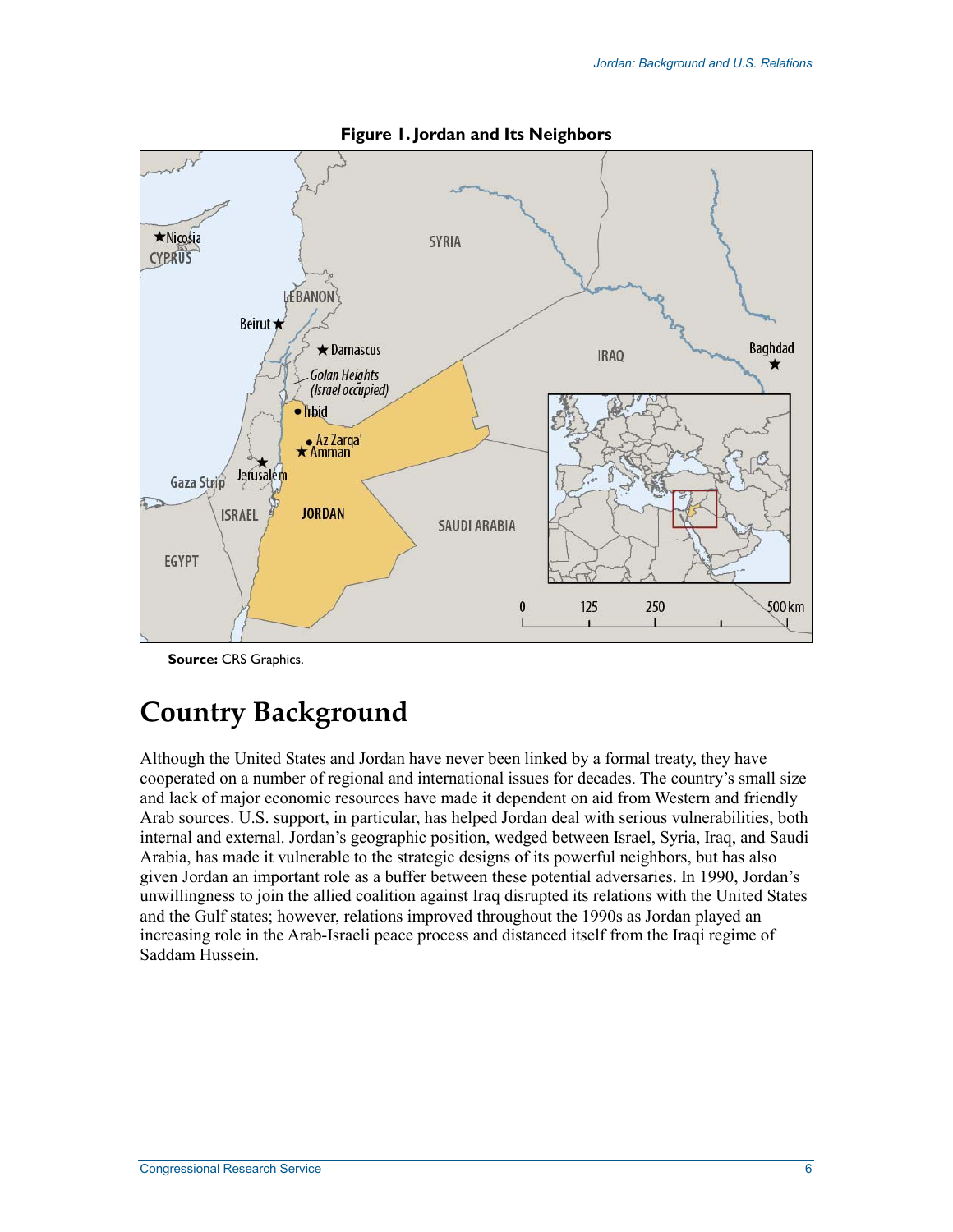**Figure 1. Jordan and Its Neighbors**

**Source:** CRS Graphics.

# Country Background

Although the United States and Jordan have never been linked by a formal treaty, they have cooperated on a number of regional and international issues for decades. The country's small size and lack of major economic resources have made it dependent on aid from Western and friendly Arab sources. U.S. support, in particular, has helped Jordan deal with serious vulnerabilities, both internal and external. Jordan's geographic position, wedged between Israel, Syria, Iraq, and Saudi Arabia, has made it vulnerable to the strategic designs of its powerful neighbors, but has also given Jordan an important role as a buffer between these potential adversaries. In 1990, Jordan's unwillingness to join the allied coalition against Iraq disrupted its relations with the United States and the Gulf states; however, relations improved throughout the 1990s as Jordan played an increasing role in the Arab-Israeli peace process and distanced itself from the Iraqi regime of Saddam Hussein.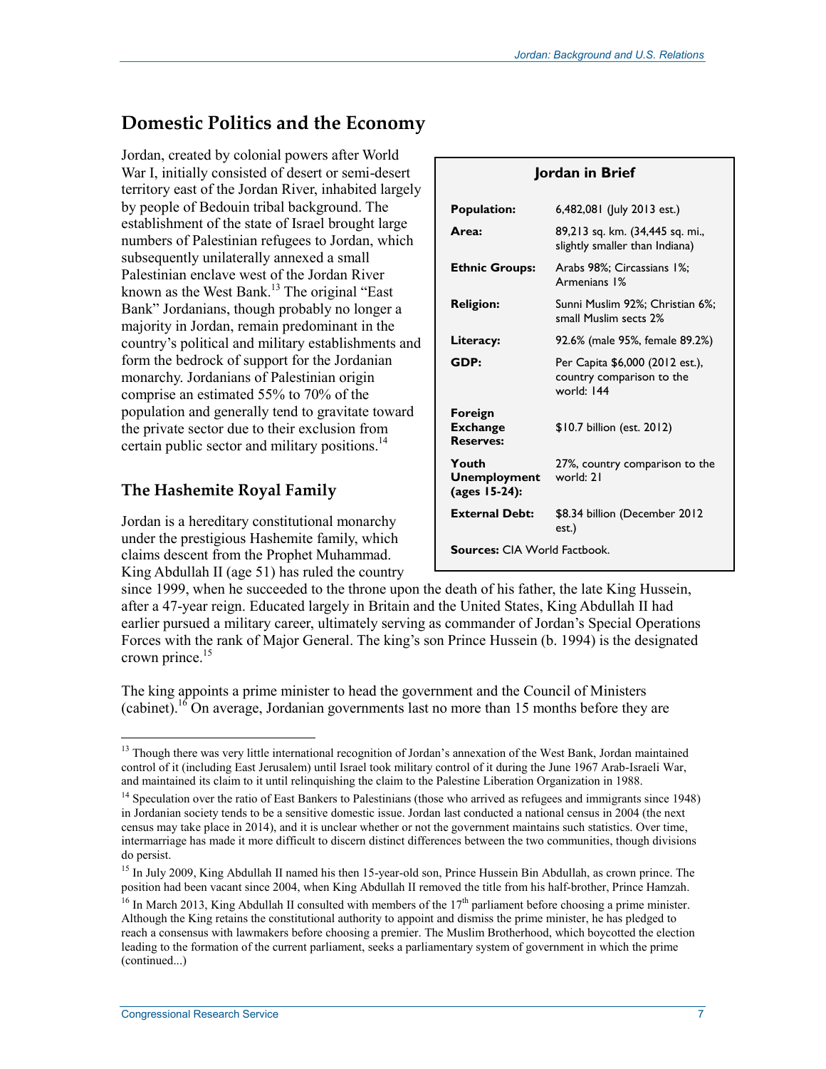## Domestic Politics and the Economy

Jordan, created by colonial powers after World War I, initially consisted of desert or semi-desert territory east of the Jordan River, inhabited largely by people of Bedouin tribal background. The establishment of the state of Israel brought large numbers of Palestinian refugees to Jordan, which subsequently unilaterally annexed a small Palestinian enclave west of the Jordan River known as the West Bank.[13] The original "East Bank" Jordanians, though probably no longer a majority in Jordan, remain predominant in the country's political and military establishments and form the bedrock of support for the Jordanian monarchy. Jordanians of Palestinian origin comprise an estimated 55% to 70% of the population and generally tend to gravitate toward the private sector due to their exclusion from certain public sector and military positions.[14]

| Jordan in Brief | |
|---|---|
| **Population:** | 6,482,081 (July 2013 est.) |
| **Area:** | 89,213 sq. km. (34,445 sq. mi., slightly smaller than Indiana) |
| **Ethnic Groups:** | Arabs 98%; Circassians 1%; Armenians 1% |
| **Religion:** | Sunni Muslim 92%; Christian 6%; small Muslim sects 2% |
| **Literacy:** | 92.6% (male 95%, female 89.2%) |
| **GDP:** | Per Capita $6,000 (2012 est.), country comparison to the world: 144 |
| **Foreign Exchange Reserves:** | $10.7 billion (est. 2012) |
| **Youth Unemployment (ages 15-24):** | 27%, country comparison to the world: 21 |
| **External Debt:** | $8.34 billion (December 2012 est.) |
| **Sources:** CIA World Factbook. | |

### The Hashemite Royal Family

Jordan is a hereditary constitutional monarchy under the prestigious Hashemite family, which claims descent from the Prophet Muhammad. King Abdullah II (age 51) has ruled the country since 1999, when he succeeded to the throne upon the death of his father, the late King Hussein, after a 47-year reign. Educated largely in Britain and the United States, King Abdullah II had earlier pursued a military career, ultimately serving as commander of Jordan's Special Operations Forces with the rank of Major General. The king's son Prince Hussein (b. 1994) is the designated crown prince.[15]

The king appoints a prime minister to head the government and the Council of Ministers (cabinet).[16] On average, Jordanian governments last no more than 15 months before they are

---

[13] Though there was very little international recognition of Jordan's annexation of the West Bank, Jordan maintained control of it (including East Jerusalem) until Israel took military control of it during the June 1967 Arab-Israeli War, and maintained its claim to it until relinquishing the claim to the Palestine Liberation Organization in 1988.

[14] Speculation over the ratio of East Bankers to Palestinians (those who arrived as refugees and immigrants since 1948) in Jordanian society tends to be a sensitive domestic issue. Jordan last conducted a national census in 2004 (the next census may take place in 2014), and it is unclear whether or not the government maintains such statistics. Over time, intermarriage has made it more difficult to discern distinct differences between the two communities, though divisions do persist.

[15] In July 2009, King Abdullah II named his then 15-year-old son, Prince Hussein Bin Abdullah, as crown prince. The position had been vacant since 2004, when King Abdullah II removed the title from his half-brother, Prince Hamzah.

[16] In March 2013, King Abdullah II consulted with members of the 17th parliament before choosing a prime minister. Although the King retains the constitutional authority to appoint and dismiss the prime minister, he has pledged to reach a consensus with lawmakers before choosing a premier. The Muslim Brotherhood, which boycotted the election leading to the formation of the current parliament, seeks a parliamentary system of government in which the prime (continued...)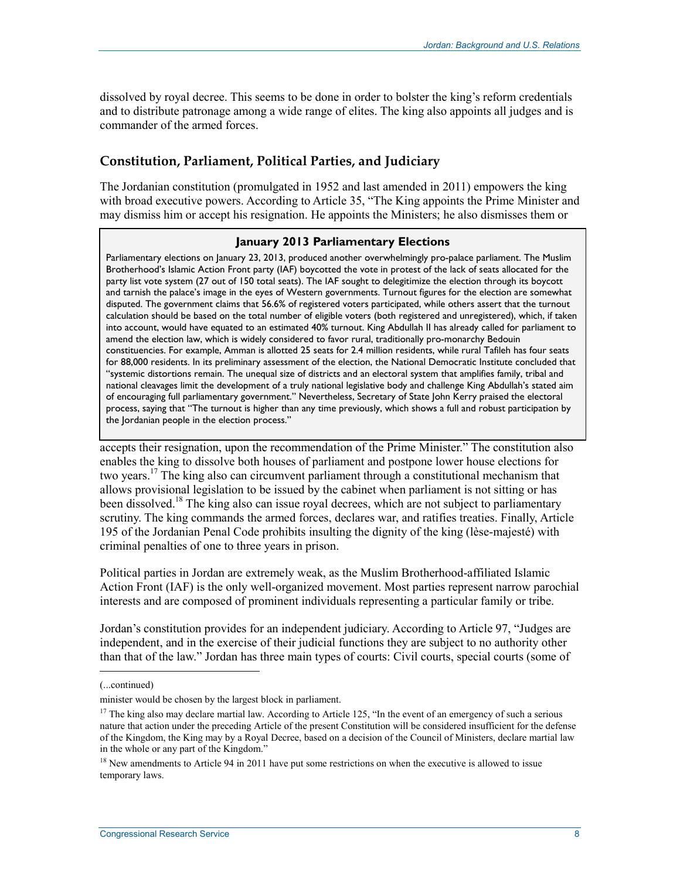dissolved by royal decree. This seems to be done in order to bolster the king's reform credentials and to distribute patronage among a wide range of elites. The king also appoints all judges and is commander of the armed forces.

## Constitution, Parliament, Political Parties, and Judiciary

The Jordanian constitution (promulgated in 1952 and last amended in 2011) empowers the king with broad executive powers. According to Article 35, "The King appoints the Prime Minister and may dismiss him or accept his resignation. He appoints the Ministers; he also dismisses them or accepts their resignation, upon the recommendation of the Prime Minister." The constitution also enables the king to dissolve both houses of parliament and postpone lower house elections for two years.[17] The king also can circumvent parliament through a constitutional mechanism that allows provisional legislation to be issued by the cabinet when parliament is not sitting or has been dissolved.[18] The king also can issue royal decrees, which are not subject to parliamentary scrutiny. The king commands the armed forces, declares war, and ratifies treaties. Finally, Article 195 of the Jordanian Penal Code prohibits insulting the dignity of the king (lèse-majesté) with criminal penalties of one to three years in prison.

> **January 2013 Parliamentary Elections**
>
> Parliamentary elections on January 23, 2013, produced another overwhelmingly pro-palace parliament. The Muslim Brotherhood's Islamic Action Front party (IAF) boycotted the vote in protest of the lack of seats allocated for the party list vote system (27 out of 150 total seats). The IAF sought to delegitimize the election through its boycott and tarnish the palace's image in the eyes of Western governments. Turnout figures for the election are somewhat disputed. The government claims that 56.6% of registered voters participated, while others assert that the turnout calculation should be based on the total number of eligible voters (both registered and unregistered), which, if taken into account, would have equated to an estimated 40% turnout. King Abdullah II has already called for parliament to amend the election law, which is widely considered to favor rural, traditionally pro-monarchy Bedouin constituencies. For example, Amman is allotted 25 seats for 2.4 million residents, while rural Tafileh has four seats for 88,000 residents. In its preliminary assessment of the election, the National Democratic Institute concluded that "systemic distortions remain. The unequal size of districts and an electoral system that amplifies family, tribal and national cleavages limit the development of a truly national legislative body and challenge King Abdullah's stated aim of encouraging full parliamentary government." Nevertheless, Secretary of State John Kerry praised the electoral process, saying that "The turnout is higher than any time previously, which shows a full and robust participation by the Jordanian people in the election process."

Political parties in Jordan are extremely weak, as the Muslim Brotherhood-affiliated Islamic Action Front (IAF) is the only well-organized movement. Most parties represent narrow parochial interests and are composed of prominent individuals representing a particular family or tribe.

Jordan's constitution provides for an independent judiciary. According to Article 97, "Judges are independent, and in the exercise of their judicial functions they are subject to no authority other than that of the law." Jordan has three main types of courts: Civil courts, special courts (some of

---

(...continued)

minister would be chosen by the largest block in parliament.

[17] The king also may declare martial law. According to Article 125, "In the event of an emergency of such a serious nature that action under the preceding Article of the present Constitution will be considered insufficient for the defense of the Kingdom, the King may by a Royal Decree, based on a decision of the Council of Ministers, declare martial law in the whole or any part of the Kingdom."

[18] New amendments to Article 94 in 2011 have put some restrictions on when the executive is allowed to issue temporary laws.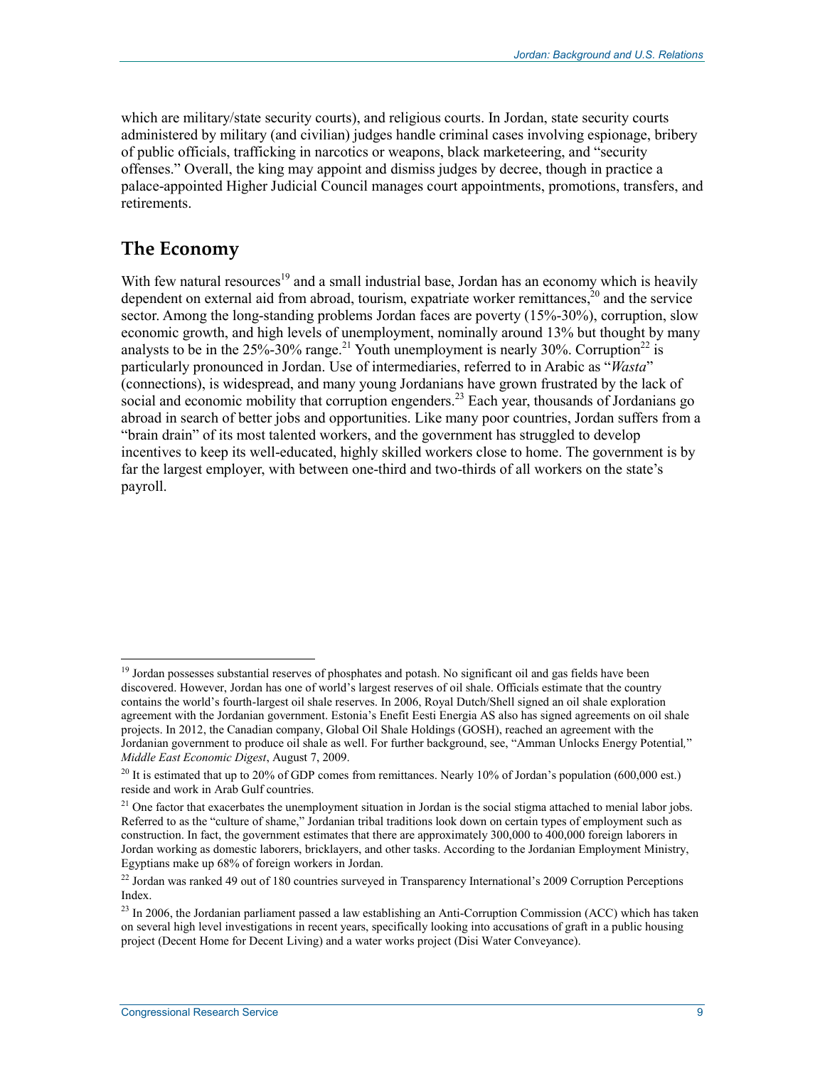which are military/state security courts), and religious courts. In Jordan, state security courts administered by military (and civilian) judges handle criminal cases involving espionage, bribery of public officials, trafficking in narcotics or weapons, black marketeering, and "security offenses." Overall, the king may appoint and dismiss judges by decree, though in practice a palace-appointed Higher Judicial Council manages court appointments, promotions, transfers, and retirements.

## The Economy

With few natural resources[19] and a small industrial base, Jordan has an economy which is heavily dependent on external aid from abroad, tourism, expatriate worker remittances,[20] and the service sector. Among the long-standing problems Jordan faces are poverty (15%-30%), corruption, slow economic growth, and high levels of unemployment, nominally around 13% but thought by many analysts to be in the 25%-30% range.[21] Youth unemployment is nearly 30%. Corruption[22] is particularly pronounced in Jordan. Use of intermediaries, referred to in Arabic as "*Wasta*" (connections), is widespread, and many young Jordanians have grown frustrated by the lack of social and economic mobility that corruption engenders.[23] Each year, thousands of Jordanians go abroad in search of better jobs and opportunities. Like many poor countries, Jordan suffers from a "brain drain" of its most talented workers, and the government has struggled to develop incentives to keep its well-educated, highly skilled workers close to home. The government is by far the largest employer, with between one-third and two-thirds of all workers on the state's payroll.

---

[19] Jordan possesses substantial reserves of phosphates and potash. No significant oil and gas fields have been discovered. However, Jordan has one of world's largest reserves of oil shale. Officials estimate that the country contains the world's fourth-largest oil shale reserves. In 2006, Royal Dutch/Shell signed an oil shale exploration agreement with the Jordanian government. Estonia's Enefit Eesti Energia AS also has signed agreements on oil shale projects. In 2012, the Canadian company, Global Oil Shale Holdings (GOSH), reached an agreement with the Jordanian government to produce oil shale as well. For further background, see, "Amman Unlocks Energy Potential," *Middle East Economic Digest*, August 7, 2009.

[20] It is estimated that up to 20% of GDP comes from remittances. Nearly 10% of Jordan's population (600,000 est.) reside and work in Arab Gulf countries.

[21] One factor that exacerbates the unemployment situation in Jordan is the social stigma attached to menial labor jobs. Referred to as the "culture of shame," Jordanian tribal traditions look down on certain types of employment such as construction. In fact, the government estimates that there are approximately 300,000 to 400,000 foreign laborers in Jordan working as domestic laborers, bricklayers, and other tasks. According to the Jordanian Employment Ministry, Egyptians make up 68% of foreign workers in Jordan.

[22] Jordan was ranked 49 out of 180 countries surveyed in Transparency International's 2009 Corruption Perceptions Index.

[23] In 2006, the Jordanian parliament passed a law establishing an Anti-Corruption Commission (ACC) which has taken on several high level investigations in recent years, specifically looking into accusations of graft in a public housing project (Decent Home for Decent Living) and a water works project (Disi Water Conveyance).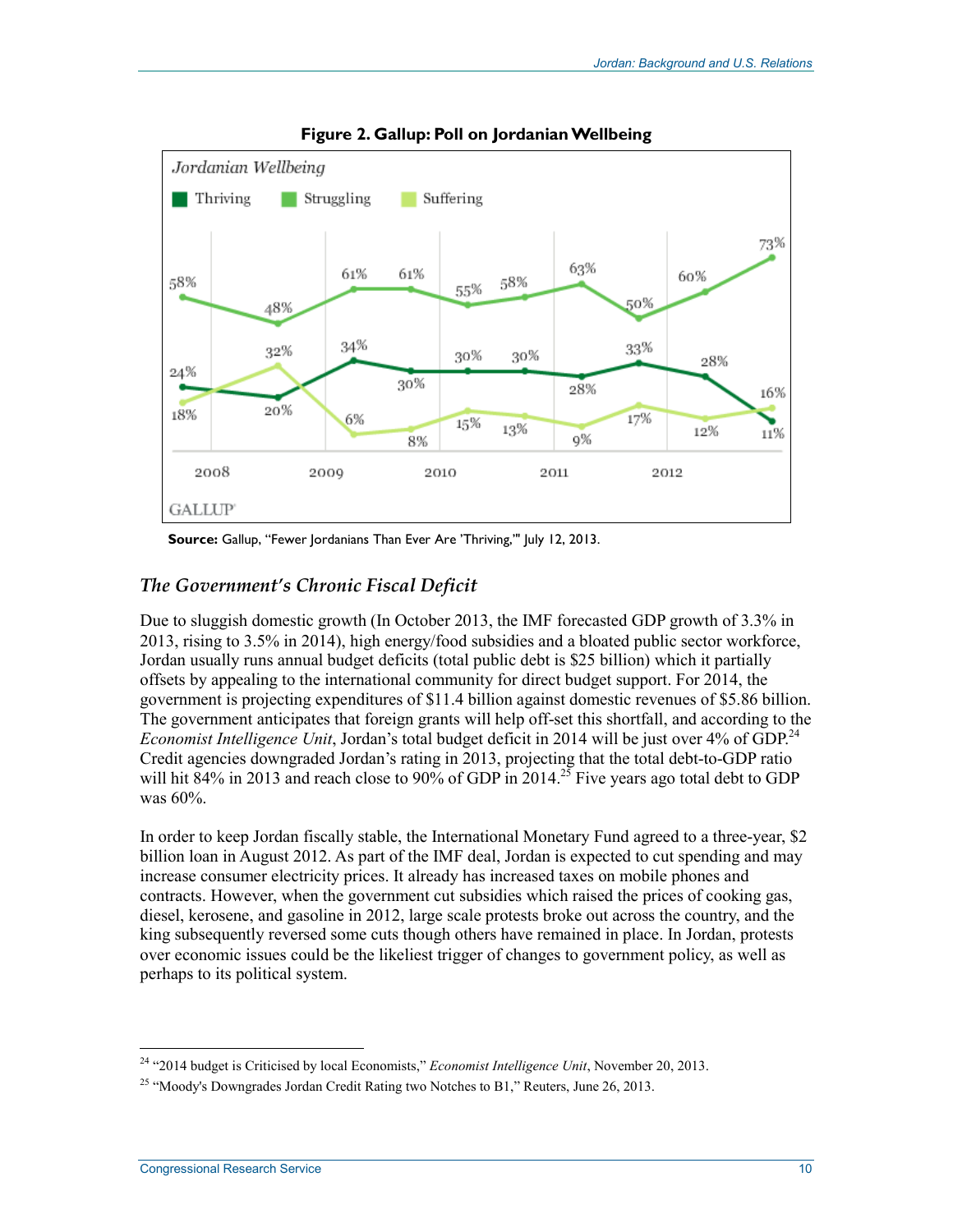**Figure 2. Gallup: Poll on Jordanian Wellbeing**

**Source:** Gallup, "Fewer Jordanians Than Ever Are 'Thriving,'" July 12, 2013.

### *The Government's Chronic Fiscal Deficit*

Due to sluggish domestic growth (In October 2013, the IMF forecasted GDP growth of 3.3% in 2013, rising to 3.5% in 2014), high energy/food subsidies and a bloated public sector workforce, Jordan usually runs annual budget deficits (total public debt is $25 billion) which it partially offsets by appealing to the international community for direct budget support. For 2014, the government is projecting expenditures of $11.4 billion against domestic revenues of $5.86 billion. The government anticipates that foreign grants will help off-set this shortfall, and according to the *Economist Intelligence Unit*, Jordan's total budget deficit in 2014 will be just over 4% of GDP.[24] Credit agencies downgraded Jordan's rating in 2013, projecting that the total debt-to-GDP ratio will hit 84% in 2013 and reach close to 90% of GDP in 2014.[25] Five years ago total debt to GDP was 60%.

In order to keep Jordan fiscally stable, the International Monetary Fund agreed to a three-year, $2 billion loan in August 2012. As part of the IMF deal, Jordan is expected to cut spending and may increase consumer electricity prices. It already has increased taxes on mobile phones and contracts. However, when the government cut subsidies which raised the prices of cooking gas, diesel, kerosene, and gasoline in 2012, large scale protests broke out across the country, and the king subsequently reversed some cuts though others have remained in place. In Jordan, protests over economic issues could be the likeliest trigger of changes to government policy, as well as perhaps to its political system.

---

[24] "2014 budget is Criticised by local Economists," *Economist Intelligence Unit*, November 20, 2013.

[25] "Moody's Downgrades Jordan Credit Rating two Notches to B1," Reuters, June 26, 2013.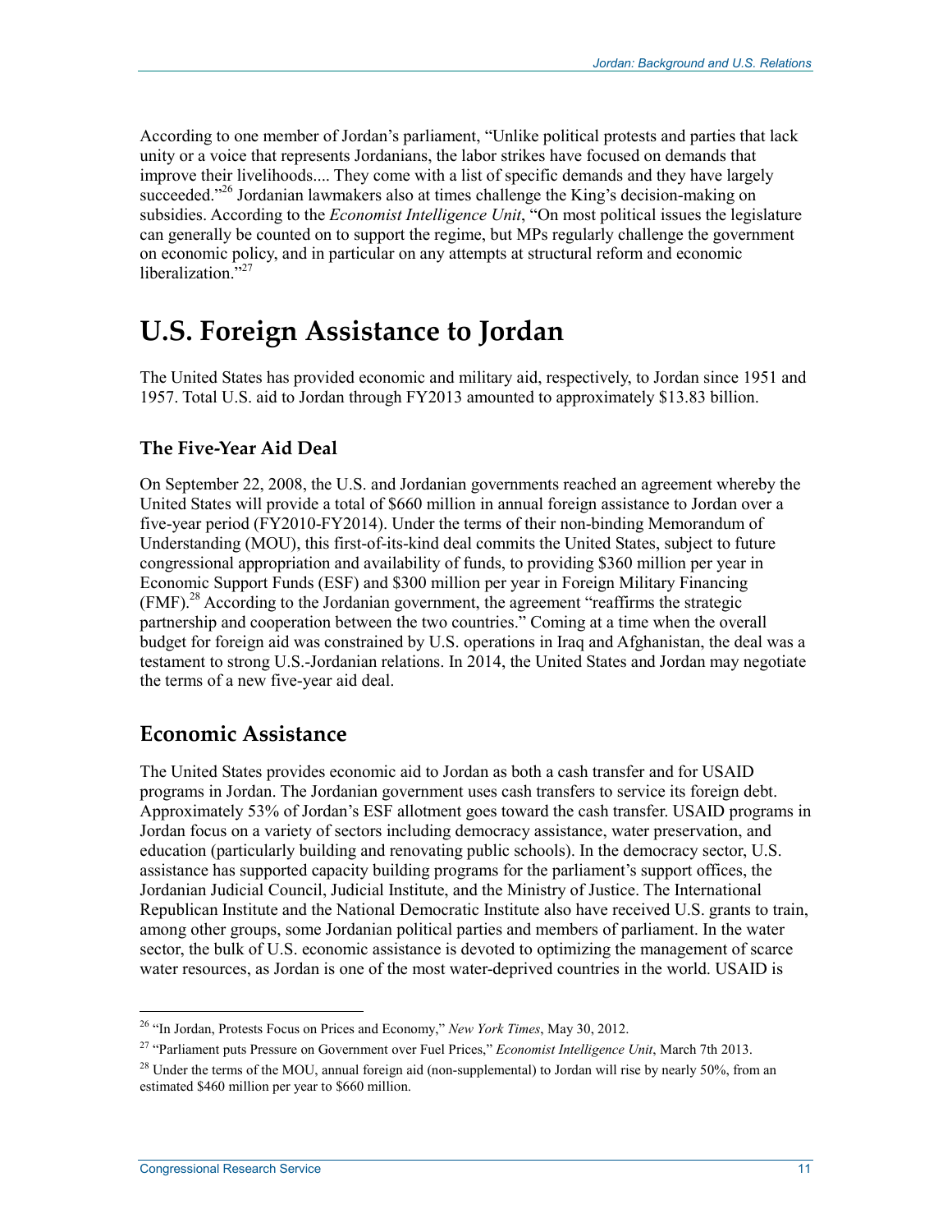According to one member of Jordan's parliament, "Unlike political protests and parties that lack unity or a voice that represents Jordanians, the labor strikes have focused on demands that improve their livelihoods.... They come with a list of specific demands and they have largely succeeded."[26] Jordanian lawmakers also at times challenge the King's decision-making on subsidies. According to the *Economist Intelligence Unit*, "On most political issues the legislature can generally be counted on to support the regime, but MPs regularly challenge the government on economic policy, and in particular on any attempts at structural reform and economic liberalization."[27]

# U.S. Foreign Assistance to Jordan

The United States has provided economic and military aid, respectively, to Jordan since 1951 and 1957. Total U.S. aid to Jordan through FY2013 amounted to approximately $13.83 billion.

### The Five-Year Aid Deal

On September 22, 2008, the U.S. and Jordanian governments reached an agreement whereby the United States will provide a total of $660 million in annual foreign assistance to Jordan over a five-year period (FY2010-FY2014). Under the terms of their non-binding Memorandum of Understanding (MOU), this first-of-its-kind deal commits the United States, subject to future congressional appropriation and availability of funds, to providing $360 million per year in Economic Support Funds (ESF) and $300 million per year in Foreign Military Financing (FMF).[28] According to the Jordanian government, the agreement "reaffirms the strategic partnership and cooperation between the two countries." Coming at a time when the overall budget for foreign aid was constrained by U.S. operations in Iraq and Afghanistan, the deal was a testament to strong U.S.-Jordanian relations. In 2014, the United States and Jordan may negotiate the terms of a new five-year aid deal.

## Economic Assistance

The United States provides economic aid to Jordan as both a cash transfer and for USAID programs in Jordan. The Jordanian government uses cash transfers to service its foreign debt. Approximately 53% of Jordan's ESF allotment goes toward the cash transfer. USAID programs in Jordan focus on a variety of sectors including democracy assistance, water preservation, and education (particularly building and renovating public schools). In the democracy sector, U.S. assistance has supported capacity building programs for the parliament's support offices, the Jordanian Judicial Council, Judicial Institute, and the Ministry of Justice. The International Republican Institute and the National Democratic Institute also have received U.S. grants to train, among other groups, some Jordanian political parties and members of parliament. In the water sector, the bulk of U.S. economic assistance is devoted to optimizing the management of scarce water resources, as Jordan is one of the most water-deprived countries in the world. USAID is

[26] "In Jordan, Protests Focus on Prices and Economy," *New York Times*, May 30, 2012.

[27] "Parliament puts Pressure on Government over Fuel Prices," *Economist Intelligence Unit*, March 7th 2013.

[28] Under the terms of the MOU, annual foreign aid (non-supplemental) to Jordan will rise by nearly 50%, from an estimated $460 million per year to $660 million.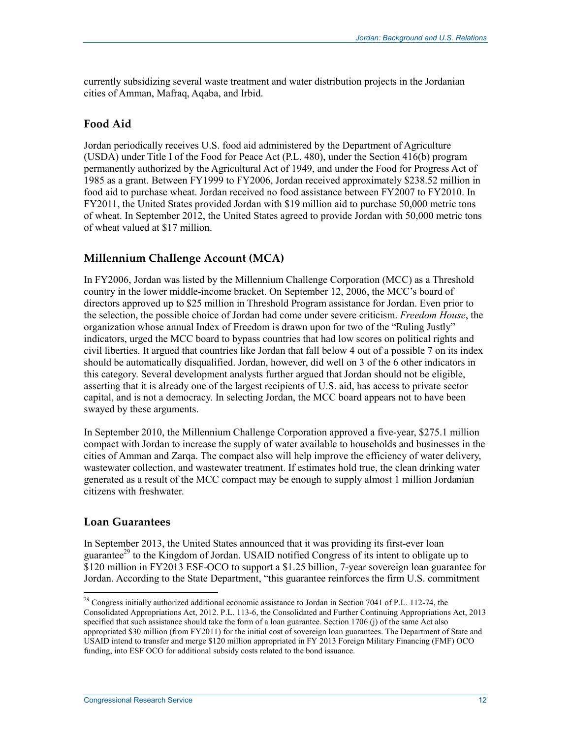currently subsidizing several waste treatment and water distribution projects in the Jordanian cities of Amman, Mafraq, Aqaba, and Irbid.

### Food Aid

Jordan periodically receives U.S. food aid administered by the Department of Agriculture (USDA) under Title I of the Food for Peace Act (P.L. 480), under the Section 416(b) program permanently authorized by the Agricultural Act of 1949, and under the Food for Progress Act of 1985 as a grant. Between FY1999 to FY2006, Jordan received approximately $238.52 million in food aid to purchase wheat. Jordan received no food assistance between FY2007 to FY2010. In FY2011, the United States provided Jordan with $19 million aid to purchase 50,000 metric tons of wheat. In September 2012, the United States agreed to provide Jordan with 50,000 metric tons of wheat valued at $17 million.

### Millennium Challenge Account (MCA)

In FY2006, Jordan was listed by the Millennium Challenge Corporation (MCC) as a Threshold country in the lower middle-income bracket. On September 12, 2006, the MCC's board of directors approved up to $25 million in Threshold Program assistance for Jordan. Even prior to the selection, the possible choice of Jordan had come under severe criticism. *Freedom House*, the organization whose annual Index of Freedom is drawn upon for two of the "Ruling Justly" indicators, urged the MCC board to bypass countries that had low scores on political rights and civil liberties. It argued that countries like Jordan that fall below 4 out of a possible 7 on its index should be automatically disqualified. Jordan, however, did well on 3 of the 6 other indicators in this category. Several development analysts further argued that Jordan should not be eligible, asserting that it is already one of the largest recipients of U.S. aid, has access to private sector capital, and is not a democracy. In selecting Jordan, the MCC board appears not to have been swayed by these arguments.

In September 2010, the Millennium Challenge Corporation approved a five-year, $275.1 million compact with Jordan to increase the supply of water available to households and businesses in the cities of Amman and Zarqa. The compact also will help improve the efficiency of water delivery, wastewater collection, and wastewater treatment. If estimates hold true, the clean drinking water generated as a result of the MCC compact may be enough to supply almost 1 million Jordanian citizens with freshwater.

### Loan Guarantees

In September 2013, the United States announced that it was providing its first-ever loan guarantee[29] to the Kingdom of Jordan. USAID notified Congress of its intent to obligate up to $120 million in FY2013 ESF-OCO to support a $1.25 billion, 7-year sovereign loan guarantee for Jordan. According to the State Department, "this guarantee reinforces the firm U.S. commitment

[29] Congress initially authorized additional economic assistance to Jordan in Section 7041 of P.L. 112-74, the Consolidated Appropriations Act, 2012. P.L. 113-6, the Consolidated and Further Continuing Appropriations Act, 2013 specified that such assistance should take the form of a loan guarantee. Section 1706 (j) of the same Act also appropriated $30 million (from FY2011) for the initial cost of sovereign loan guarantees. The Department of State and USAID intend to transfer and merge $120 million appropriated in FY 2013 Foreign Military Financing (FMF) OCO funding, into ESF OCO for additional subsidy costs related to the bond issuance.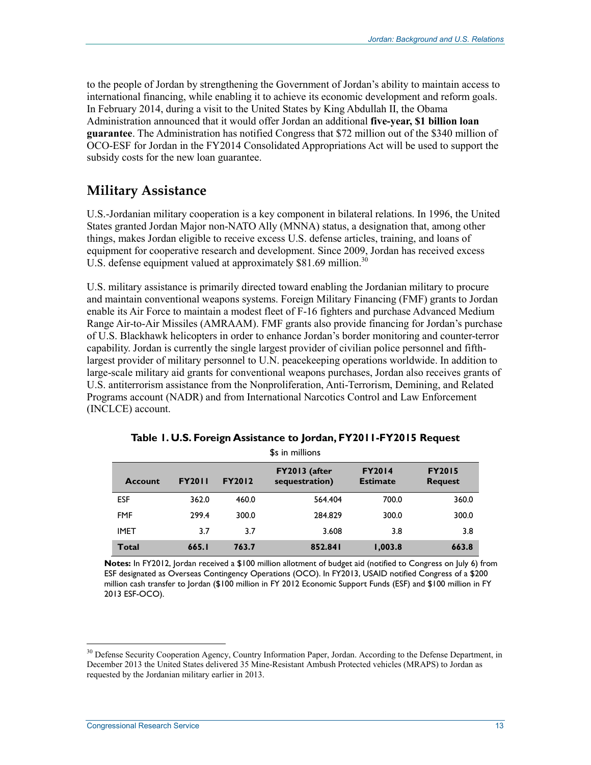to the people of Jordan by strengthening the Government of Jordan's ability to maintain access to international financing, while enabling it to achieve its economic development and reform goals. In February 2014, during a visit to the United States by King Abdullah II, the Obama Administration announced that it would offer Jordan an additional **five-year, $1 billion loan guarantee**. The Administration has notified Congress that $72 million out of the $340 million of OCO-ESF for Jordan in the FY2014 Consolidated Appropriations Act will be used to support the subsidy costs for the new loan guarantee.

## Military Assistance

U.S.-Jordanian military cooperation is a key component in bilateral relations. In 1996, the United States granted Jordan Major non-NATO Ally (MNNA) status, a designation that, among other things, makes Jordan eligible to receive excess U.S. defense articles, training, and loans of equipment for cooperative research and development. Since 2009, Jordan has received excess U.S. defense equipment valued at approximately $81.69 million.[30]

U.S. military assistance is primarily directed toward enabling the Jordanian military to procure and maintain conventional weapons systems. Foreign Military Financing (FMF) grants to Jordan enable its Air Force to maintain a modest fleet of F-16 fighters and purchase Advanced Medium Range Air-to-Air Missiles (AMRAAM). FMF grants also provide financing for Jordan's purchase of U.S. Blackhawk helicopters in order to enhance Jordan's border monitoring and counter-terror capability. Jordan is currently the single largest provider of civilian police personnel and fifth-largest provider of military personnel to U.N. peacekeeping operations worldwide. In addition to large-scale military aid grants for conventional weapons purchases, Jordan also receives grants of U.S. antiterrorism assistance from the Nonproliferation, Anti-Terrorism, Demining, and Related Programs account (NADR) and from International Narcotics Control and Law Enforcement (INCLCE) account.

**Table 1. U.S. Foreign Assistance to Jordan, FY2011-FY2015 Request**

$s in millions

| Account | FY2011 | FY2012 | FY2013 (after sequestration) | FY2014 Estimate | FY2015 Request |
|---|---|---|---|---|---|
| ESF | 362.0 | 460.0 | 564.404 | 700.0 | 360.0 |
| FMF | 299.4 | 300.0 | 284.829 | 300.0 | 300.0 |
| IMET | 3.7 | 3.7 | 3.608 | 3.8 | 3.8 |
| **Total** | **665.1** | **763.7** | **852.841** | **1,003.8** | **663.8** |

**Notes:** In FY2012, Jordan received a $100 million allotment of budget aid (notified to Congress on July 6) from ESF designated as Overseas Contingency Operations (OCO). In FY2013, USAID notified Congress of a $200 million cash transfer to Jordan ($100 million in FY 2012 Economic Support Funds (ESF) and $100 million in FY 2013 ESF-OCO).

[30] Defense Security Cooperation Agency, Country Information Paper, Jordan. According to the Defense Department, in December 2013 the United States delivered 35 Mine-Resistant Ambush Protected vehicles (MRAPS) to Jordan as requested by the Jordanian military earlier in 2013.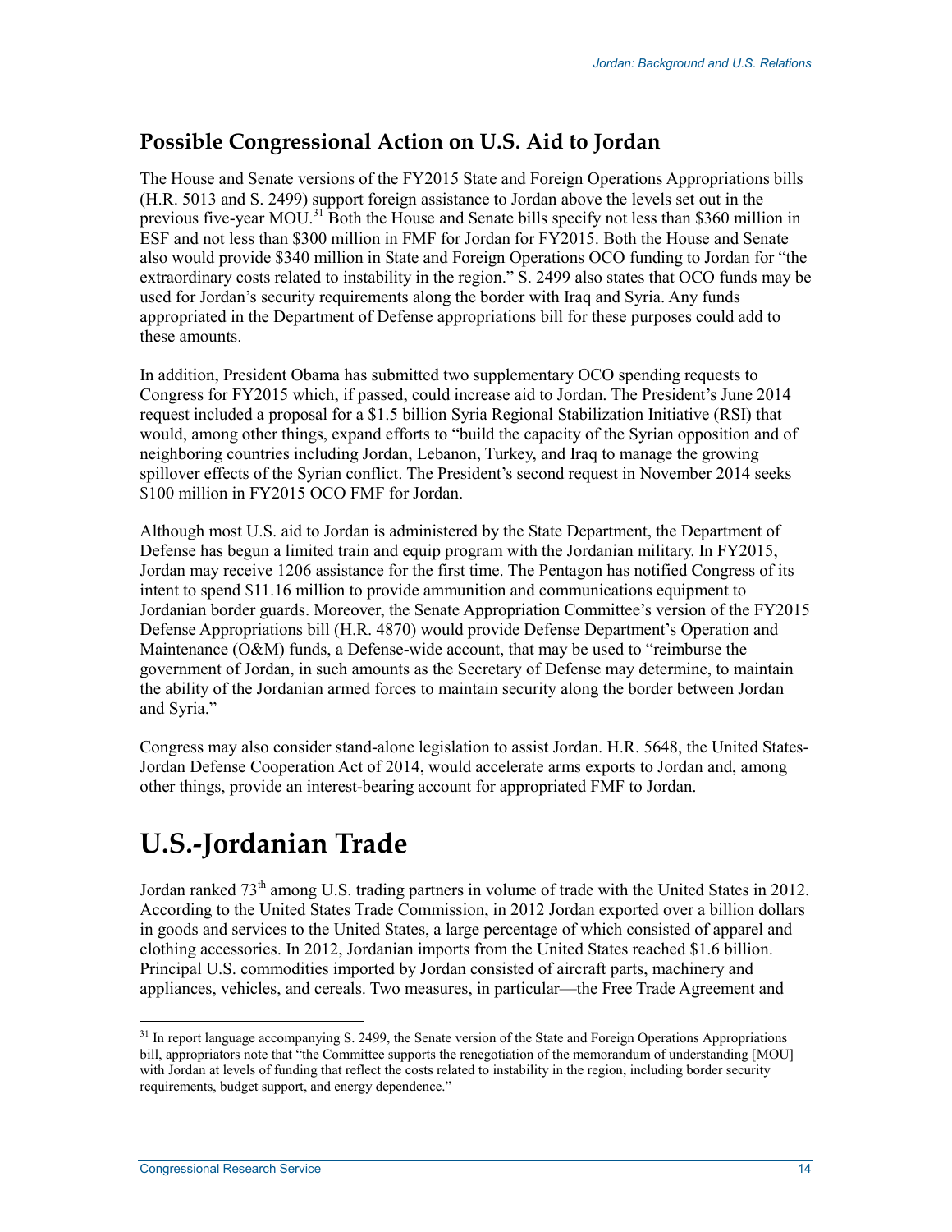## Possible Congressional Action on U.S. Aid to Jordan

The House and Senate versions of the FY2015 State and Foreign Operations Appropriations bills (H.R. 5013 and S. 2499) support foreign assistance to Jordan above the levels set out in the previous five-year MOU.[31] Both the House and Senate bills specify not less than $360 million in ESF and not less than $300 million in FMF for Jordan for FY2015. Both the House and Senate also would provide $340 million in State and Foreign Operations OCO funding to Jordan for "the extraordinary costs related to instability in the region." S. 2499 also states that OCO funds may be used for Jordan's security requirements along the border with Iraq and Syria. Any funds appropriated in the Department of Defense appropriations bill for these purposes could add to these amounts.

In addition, President Obama has submitted two supplementary OCO spending requests to Congress for FY2015 which, if passed, could increase aid to Jordan. The President's June 2014 request included a proposal for a $1.5 billion Syria Regional Stabilization Initiative (RSI) that would, among other things, expand efforts to "build the capacity of the Syrian opposition and of neighboring countries including Jordan, Lebanon, Turkey, and Iraq to manage the growing spillover effects of the Syrian conflict. The President's second request in November 2014 seeks $100 million in FY2015 OCO FMF for Jordan.

Although most U.S. aid to Jordan is administered by the State Department, the Department of Defense has begun a limited train and equip program with the Jordanian military. In FY2015, Jordan may receive 1206 assistance for the first time. The Pentagon has notified Congress of its intent to spend $11.16 million to provide ammunition and communications equipment to Jordanian border guards. Moreover, the Senate Appropriation Committee's version of the FY2015 Defense Appropriations bill (H.R. 4870) would provide Defense Department's Operation and Maintenance (O&M) funds, a Defense-wide account, that may be used to "reimburse the government of Jordan, in such amounts as the Secretary of Defense may determine, to maintain the ability of the Jordanian armed forces to maintain security along the border between Jordan and Syria."

Congress may also consider stand-alone legislation to assist Jordan. H.R. 5648, the United States-Jordan Defense Cooperation Act of 2014, would accelerate arms exports to Jordan and, among other things, provide an interest-bearing account for appropriated FMF to Jordan.

# U.S.-Jordanian Trade

Jordan ranked 73th among U.S. trading partners in volume of trade with the United States in 2012. According to the United States Trade Commission, in 2012 Jordan exported over a billion dollars in goods and services to the United States, a large percentage of which consisted of apparel and clothing accessories. In 2012, Jordanian imports from the United States reached $1.6 billion. Principal U.S. commodities imported by Jordan consisted of aircraft parts, machinery and appliances, vehicles, and cereals. Two measures, in particular—the Free Trade Agreement and

---

[31] In report language accompanying S. 2499, the Senate version of the State and Foreign Operations Appropriations bill, appropriators note that "the Committee supports the renegotiation of the memorandum of understanding [MOU] with Jordan at levels of funding that reflect the costs related to instability in the region, including border security requirements, budget support, and energy dependence."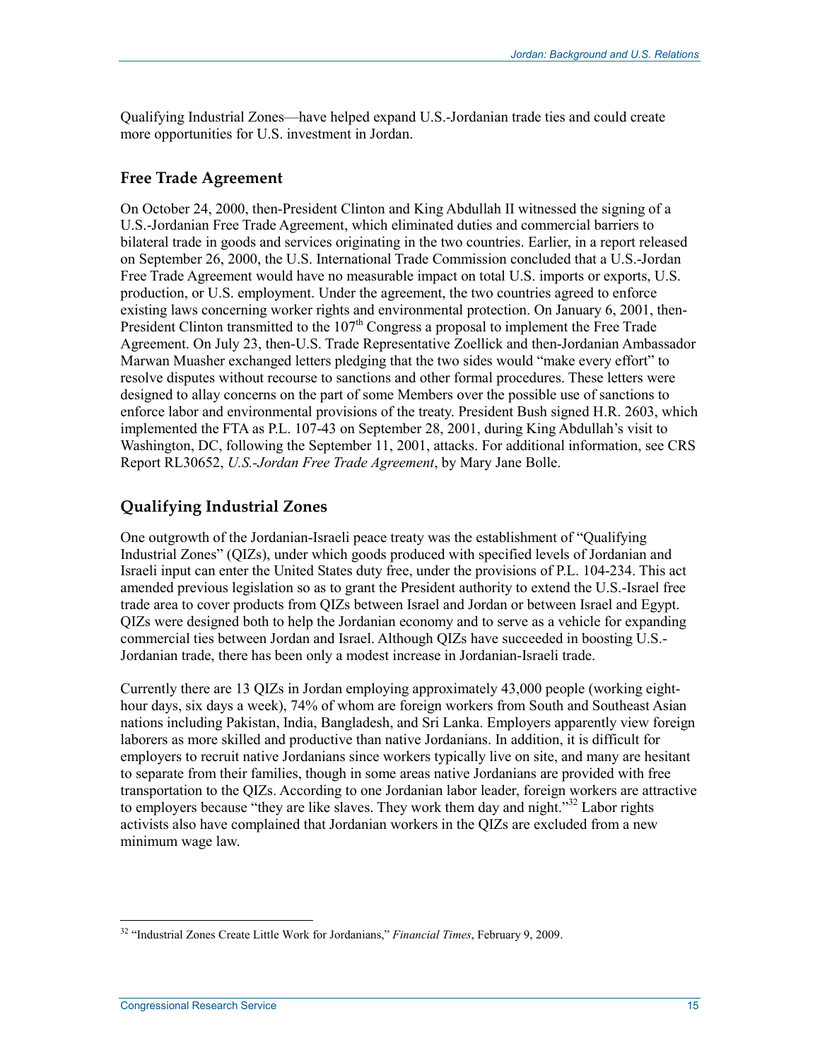Qualifying Industrial Zones—have helped expand U.S.-Jordanian trade ties and could create more opportunities for U.S. investment in Jordan.

### Free Trade Agreement

On October 24, 2000, then-President Clinton and King Abdullah II witnessed the signing of a U.S.-Jordanian Free Trade Agreement, which eliminated duties and commercial barriers to bilateral trade in goods and services originating in the two countries. Earlier, in a report released on September 26, 2000, the U.S. International Trade Commission concluded that a U.S.-Jordan Free Trade Agreement would have no measurable impact on total U.S. imports or exports, U.S. production, or U.S. employment. Under the agreement, the two countries agreed to enforce existing laws concerning worker rights and environmental protection. On January 6, 2001, then-President Clinton transmitted to the 107th Congress a proposal to implement the Free Trade Agreement. On July 23, then-U.S. Trade Representative Zoellick and then-Jordanian Ambassador Marwan Muasher exchanged letters pledging that the two sides would "make every effort" to resolve disputes without recourse to sanctions and other formal procedures. These letters were designed to allay concerns on the part of some Members over the possible use of sanctions to enforce labor and environmental provisions of the treaty. President Bush signed H.R. 2603, which implemented the FTA as P.L. 107-43 on September 28, 2001, during King Abdullah's visit to Washington, DC, following the September 11, 2001, attacks. For additional information, see CRS Report RL30652, *U.S.-Jordan Free Trade Agreement*, by Mary Jane Bolle.

### Qualifying Industrial Zones

One outgrowth of the Jordanian-Israeli peace treaty was the establishment of "Qualifying Industrial Zones" (QIZs), under which goods produced with specified levels of Jordanian and Israeli input can enter the United States duty free, under the provisions of P.L. 104-234. This act amended previous legislation so as to grant the President authority to extend the U.S.-Israel free trade area to cover products from QIZs between Israel and Jordan or between Israel and Egypt. QIZs were designed both to help the Jordanian economy and to serve as a vehicle for expanding commercial ties between Jordan and Israel. Although QIZs have succeeded in boosting U.S.-Jordanian trade, there has been only a modest increase in Jordanian-Israeli trade.

Currently there are 13 QIZs in Jordan employing approximately 43,000 people (working eight-hour days, six days a week), 74% of whom are foreign workers from South and Southeast Asian nations including Pakistan, India, Bangladesh, and Sri Lanka. Employers apparently view foreign laborers as more skilled and productive than native Jordanians. In addition, it is difficult for employers to recruit native Jordanians since workers typically live on site, and many are hesitant to separate from their families, though in some areas native Jordanians are provided with free transportation to the QIZs. According to one Jordanian labor leader, foreign workers are attractive to employers because "they are like slaves. They work them day and night."[32] Labor rights activists also have complained that Jordanian workers in the QIZs are excluded from a new minimum wage law.

---

[32] "Industrial Zones Create Little Work for Jordanians," *Financial Times*, February 9, 2009.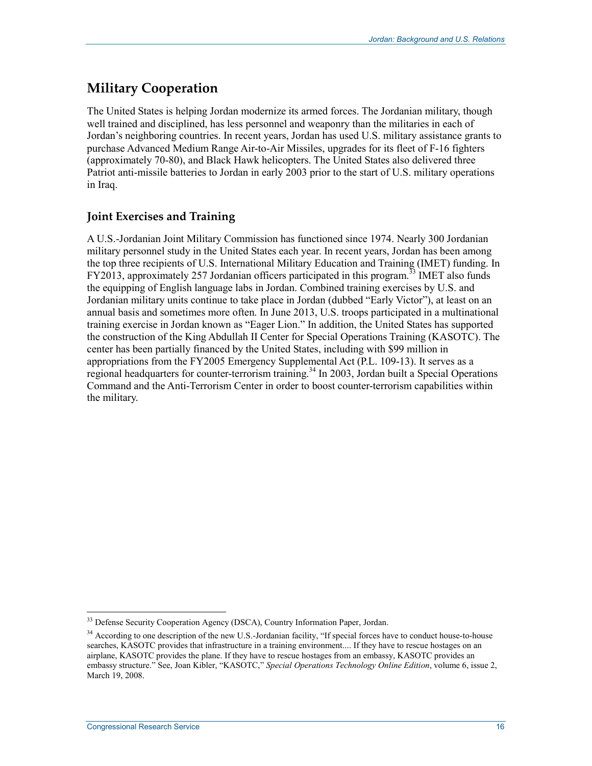## Military Cooperation

The United States is helping Jordan modernize its armed forces. The Jordanian military, though well trained and disciplined, has less personnel and weaponry than the militaries in each of Jordan's neighboring countries. In recent years, Jordan has used U.S. military assistance grants to purchase Advanced Medium Range Air-to-Air Missiles, upgrades for its fleet of F-16 fighters (approximately 70-80), and Black Hawk helicopters. The United States also delivered three Patriot anti-missile batteries to Jordan in early 2003 prior to the start of U.S. military operations in Iraq.

### Joint Exercises and Training

A U.S.-Jordanian Joint Military Commission has functioned since 1974. Nearly 300 Jordanian military personnel study in the United States each year. In recent years, Jordan has been among the top three recipients of U.S. International Military Education and Training (IMET) funding. In FY2013, approximately 257 Jordanian officers participated in this program.[33] IMET also funds the equipping of English language labs in Jordan. Combined training exercises by U.S. and Jordanian military units continue to take place in Jordan (dubbed "Early Victor"), at least on an annual basis and sometimes more often. In June 2013, U.S. troops participated in a multinational training exercise in Jordan known as "Eager Lion." In addition, the United States has supported the construction of the King Abdullah II Center for Special Operations Training (KASOTC). The center has been partially financed by the United States, including with $99 million in appropriations from the FY2005 Emergency Supplemental Act (P.L. 109-13). It serves as a regional headquarters for counter-terrorism training.[34] In 2003, Jordan built a Special Operations Command and the Anti-Terrorism Center in order to boost counter-terrorism capabilities within the military.

---

[33] Defense Security Cooperation Agency (DSCA), Country Information Paper, Jordan.

[34] According to one description of the new U.S.-Jordanian facility, "If special forces have to conduct house-to-house searches, KASOTC provides that infrastructure in a training environment.... If they have to rescue hostages on an airplane, KASOTC provides the plane. If they have to rescue hostages from an embassy, KASOTC provides an embassy structure." See, Joan Kibler, "KASOTC," *Special Operations Technology Online Edition*, volume 6, issue 2, March 19, 2008.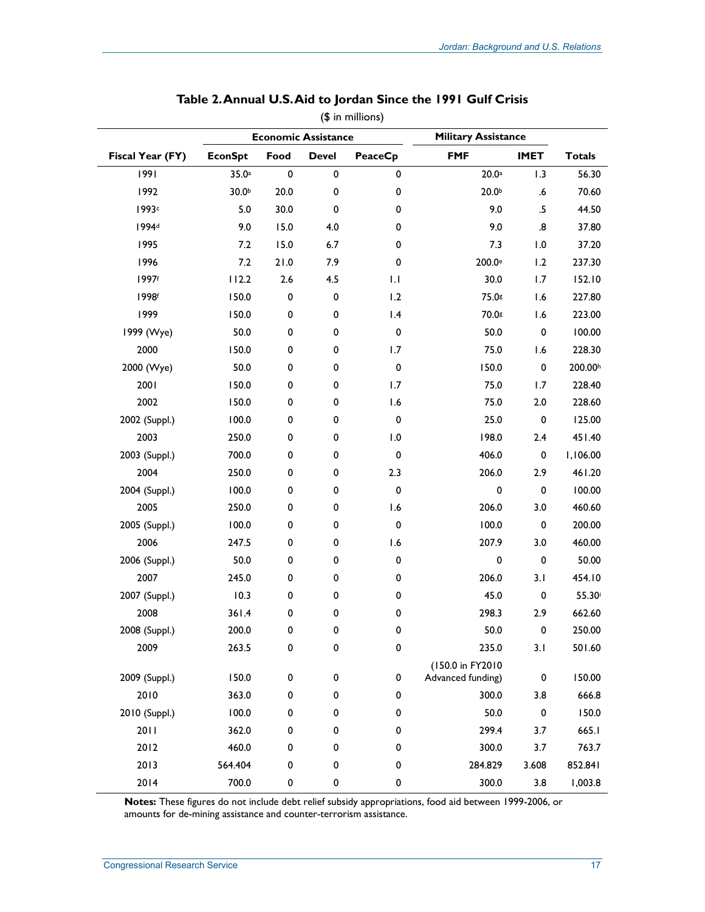## Table 2. Annual U.S. Aid to Jordan Since the 1991 Gulf Crisis

($ in millions)

| | Economic Assistance | | | | Military Assistance | | |
|---|---|---|---|---|---|---|---|
| Fiscal Year (FY) | EconSpt | Food | Devel | PeaceCp | FMF | IMET | Totals |
| 1991 | 35.0[a] | 0 | 0 | 0 | 20.0[a] | 1.3 | 56.30 |
| 1992 | 30.0[b] | 20.0 | 0 | 0 | 20.0[b] | .6 | 70.60 |
| 1993[c] | 5.0 | 30.0 | 0 | 0 | 9.0 | .5 | 44.50 |
| 1994[d] | 9.0 | 15.0 | 4.0 | 0 | 9.0 | .8 | 37.80 |
| 1995 | 7.2 | 15.0 | 6.7 | 0 | 7.3 | 1.0 | 37.20 |
| 1996 | 7.2 | 21.0 | 7.9 | 0 | 200.0[e] | 1.2 | 237.30 |
| 1997[f] | 112.2 | 2.6 | 4.5 | 1.1 | 30.0 | 1.7 | 152.10 |
| 1998[f] | 150.0 | 0 | 0 | 1.2 | 75.0[g] | 1.6 | 227.80 |
| 1999 | 150.0 | 0 | 0 | 1.4 | 70.0[g] | 1.6 | 223.00 |
| 1999 (Wye) | 50.0 | 0 | 0 | 0 | 50.0 | 0 | 100.00 |
| 2000 | 150.0 | 0 | 0 | 1.7 | 75.0 | 1.6 | 228.30 |
| 2000 (Wye) | 50.0 | 0 | 0 | 0 | 150.0 | 0 | 200.00[h] |
| 2001 | 150.0 | 0 | 0 | 1.7 | 75.0 | 1.7 | 228.40 |
| 2002 | 150.0 | 0 | 0 | 1.6 | 75.0 | 2.0 | 228.60 |
| 2002 (Suppl.) | 100.0 | 0 | 0 | 0 | 25.0 | 0 | 125.00 |
| 2003 | 250.0 | 0 | 0 | 1.0 | 198.0 | 2.4 | 451.40 |
| 2003 (Suppl.) | 700.0 | 0 | 0 | 0 | 406.0 | 0 | 1,106.00 |
| 2004 | 250.0 | 0 | 0 | 2.3 | 206.0 | 2.9 | 461.20 |
| 2004 (Suppl.) | 100.0 | 0 | 0 | 0 | 0 | 0 | 100.00 |
| 2005 | 250.0 | 0 | 0 | 1.6 | 206.0 | 3.0 | 460.60 |
| 2005 (Suppl.) | 100.0 | 0 | 0 | 0 | 100.0 | 0 | 200.00 |
| 2006 | 247.5 | 0 | 0 | 1.6 | 207.9 | 3.0 | 460.00 |
| 2006 (Suppl.) | 50.0 | 0 | 0 | 0 | 0 | 0 | 50.00 |
| 2007 | 245.0 | 0 | 0 | 0 | 206.0 | 3.1 | 454.10 |
| 2007 (Suppl.) | 10.3 | 0 | 0 | 0 | 45.0 | 0 | 55.30[i] |
| 2008 | 361.4 | 0 | 0 | 0 | 298.3 | 2.9 | 662.60 |
| 2008 (Suppl.) | 200.0 | 0 | 0 | 0 | 50.0 | 0 | 250.00 |
| 2009 | 263.5 | 0 | 0 | 0 | 235.0 | 3.1 | 501.60 |
| 2009 (Suppl.) | 150.0 | 0 | 0 | 0 | (150.0 in FY2010 Advanced funding) | 0 | 150.00 |
| 2010 | 363.0 | 0 | 0 | 0 | 300.0 | 3.8 | 666.8 |
| 2010 (Suppl.) | 100.0 | 0 | 0 | 0 | 50.0 | 0 | 150.0 |
| 2011 | 362.0 | 0 | 0 | 0 | 299.4 | 3.7 | 665.1 |
| 2012 | 460.0 | 0 | 0 | 0 | 300.0 | 3.7 | 763.7 |
| 2013 | 564.404 | 0 | 0 | 0 | 284.829 | 3.608 | 852.841 |
| 2014 | 700.0 | 0 | 0 | 0 | 300.0 | 3.8 | 1,003.8 |

**Notes:** These figures do not include debt relief subsidy appropriations, food aid between 1999-2006, or amounts for de-mining assistance and counter-terrorism assistance.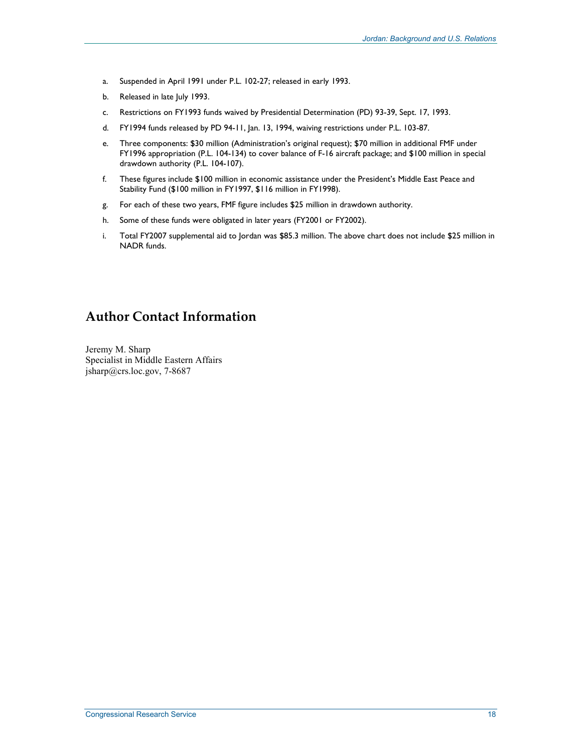a. Suspended in April 1991 under P.L. 102-27; released in early 1993.

b. Released in late July 1993.

c. Restrictions on FY1993 funds waived by Presidential Determination (PD) 93-39, Sept. 17, 1993.

d. FY1994 funds released by PD 94-11, Jan. 13, 1994, waiving restrictions under P.L. 103-87.

e. Three components: $30 million (Administration's original request); $70 million in additional FMF under FY1996 appropriation (P.L. 104-134) to cover balance of F-16 aircraft package; and $100 million in special drawdown authority (P.L. 104-107).

f. These figures include $100 million in economic assistance under the President's Middle East Peace and Stability Fund ($100 million in FY1997, $116 million in FY1998).

g. For each of these two years, FMF figure includes $25 million in drawdown authority.

h. Some of these funds were obligated in later years (FY2001 or FY2002).

i. Total FY2007 supplemental aid to Jordan was $85.3 million. The above chart does not include $25 million in NADR funds.

## Author Contact Information

Jeremy M. Sharp
Specialist in Middle Eastern Affairs
jsharp@crs.loc.gov, 7-8687